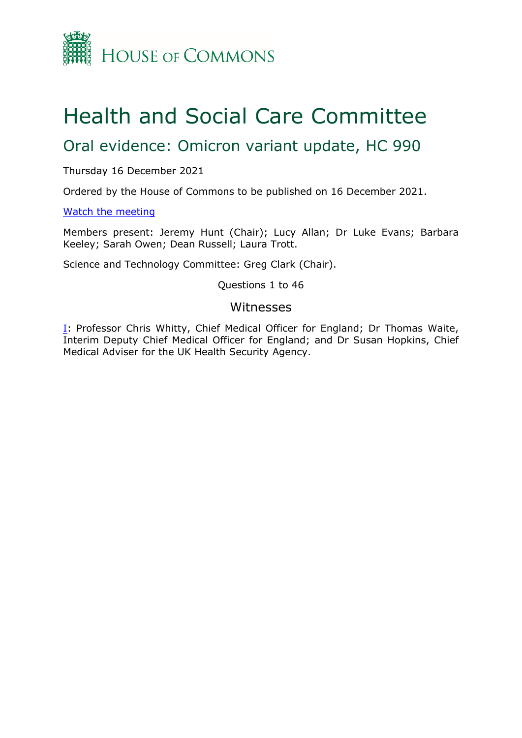HOUSE OF COMMONS

# Health and Social Care Committee

## Oral evidence: Omicron variant update, HC 990

Thursday 16 December 2021

Ordered by the House of Commons to be published on 16 December 2021.

[Watch the meeting](#)

Members present: Jeremy Hunt (Chair); Lucy Allan; Dr Luke Evans; Barbara Keeley; Sarah Owen; Dean Russell; Laura Trott.

Science and Technology Committee: Greg Clark (Chair).

Questions 1 to 46

### Witnesses

I: Professor Chris Whitty, Chief Medical Officer for England; Dr Thomas Waite, Interim Deputy Chief Medical Officer for England; and Dr Susan Hopkins, Chief Medical Adviser for the UK Health Security Agency.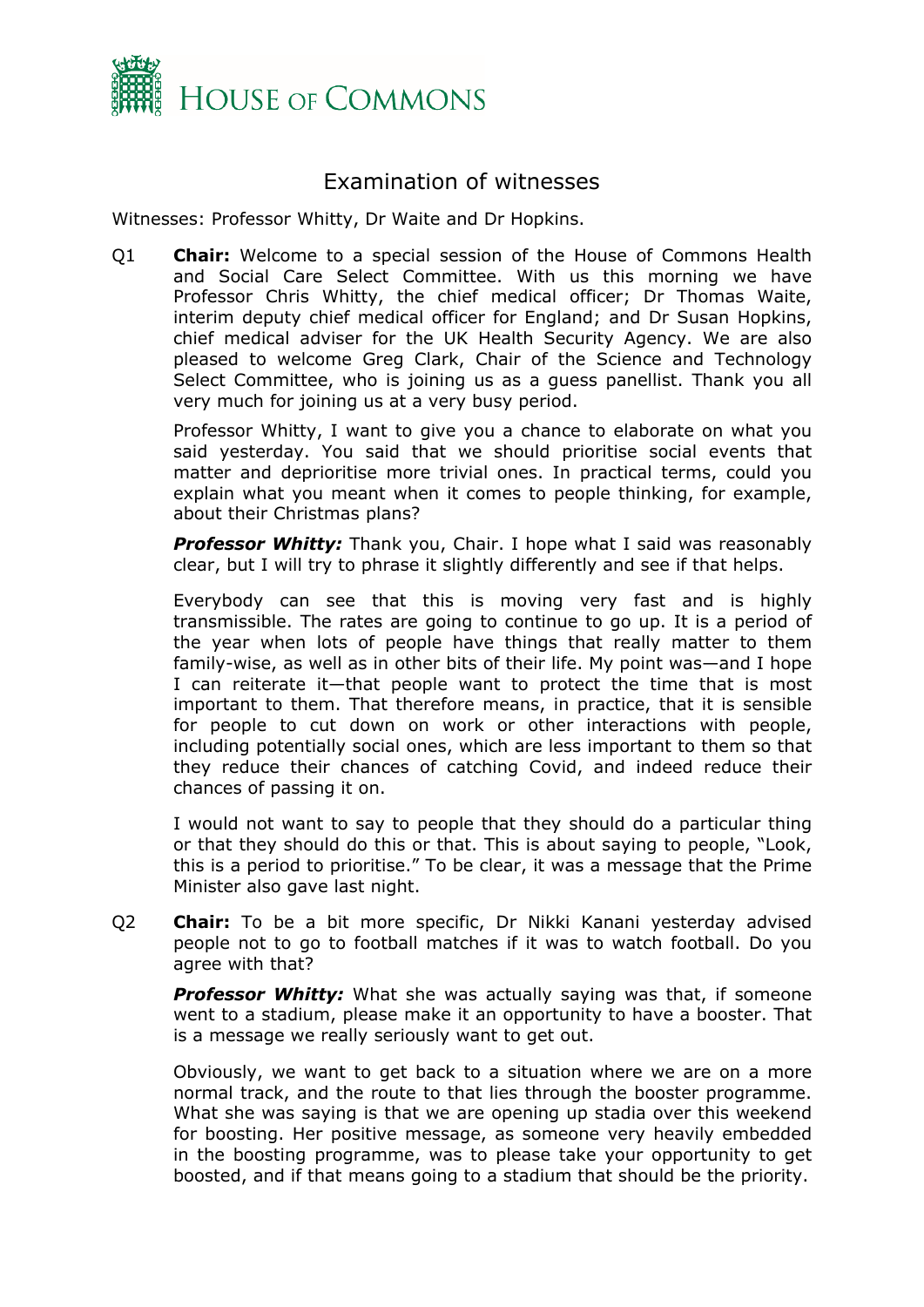# Examination of witnesses

Witnesses: Professor Whitty, Dr Waite and Dr Hopkins.

Q1 **Chair:** Welcome to a special session of the House of Commons Health and Social Care Select Committee. With us this morning we have Professor Chris Whitty, the chief medical officer; Dr Thomas Waite, interim deputy chief medical officer for England; and Dr Susan Hopkins, chief medical adviser for the UK Health Security Agency. We are also pleased to welcome Greg Clark, Chair of the Science and Technology Select Committee, who is joining us as a guess panellist. Thank you all very much for joining us at a very busy period.

Professor Whitty, I want to give you a chance to elaborate on what you said yesterday. You said that we should prioritise social events that matter and deprioritise more trivial ones. In practical terms, could you explain what you meant when it comes to people thinking, for example, about their Christmas plans?

***Professor Whitty:*** Thank you, Chair. I hope what I said was reasonably clear, but I will try to phrase it slightly differently and see if that helps.

Everybody can see that this is moving very fast and is highly transmissible. The rates are going to continue to go up. It is a period of the year when lots of people have things that really matter to them family-wise, as well as in other bits of their life. My point was—and I hope I can reiterate it—that people want to protect the time that is most important to them. That therefore means, in practice, that it is sensible for people to cut down on work or other interactions with people, including potentially social ones, which are less important to them so that they reduce their chances of catching Covid, and indeed reduce their chances of passing it on.

I would not want to say to people that they should do a particular thing or that they should do this or that. This is about saying to people, "Look, this is a period to prioritise." To be clear, it was a message that the Prime Minister also gave last night.

Q2 **Chair:** To be a bit more specific, Dr Nikki Kanani yesterday advised people not to go to football matches if it was to watch football. Do you agree with that?

***Professor Whitty:*** What she was actually saying was that, if someone went to a stadium, please make it an opportunity to have a booster. That is a message we really seriously want to get out.

Obviously, we want to get back to a situation where we are on a more normal track, and the route to that lies through the booster programme. What she was saying is that we are opening up stadia over this weekend for boosting. Her positive message, as someone very heavily embedded in the boosting programme, was to please take your opportunity to get boosted, and if that means going to a stadium that should be the priority.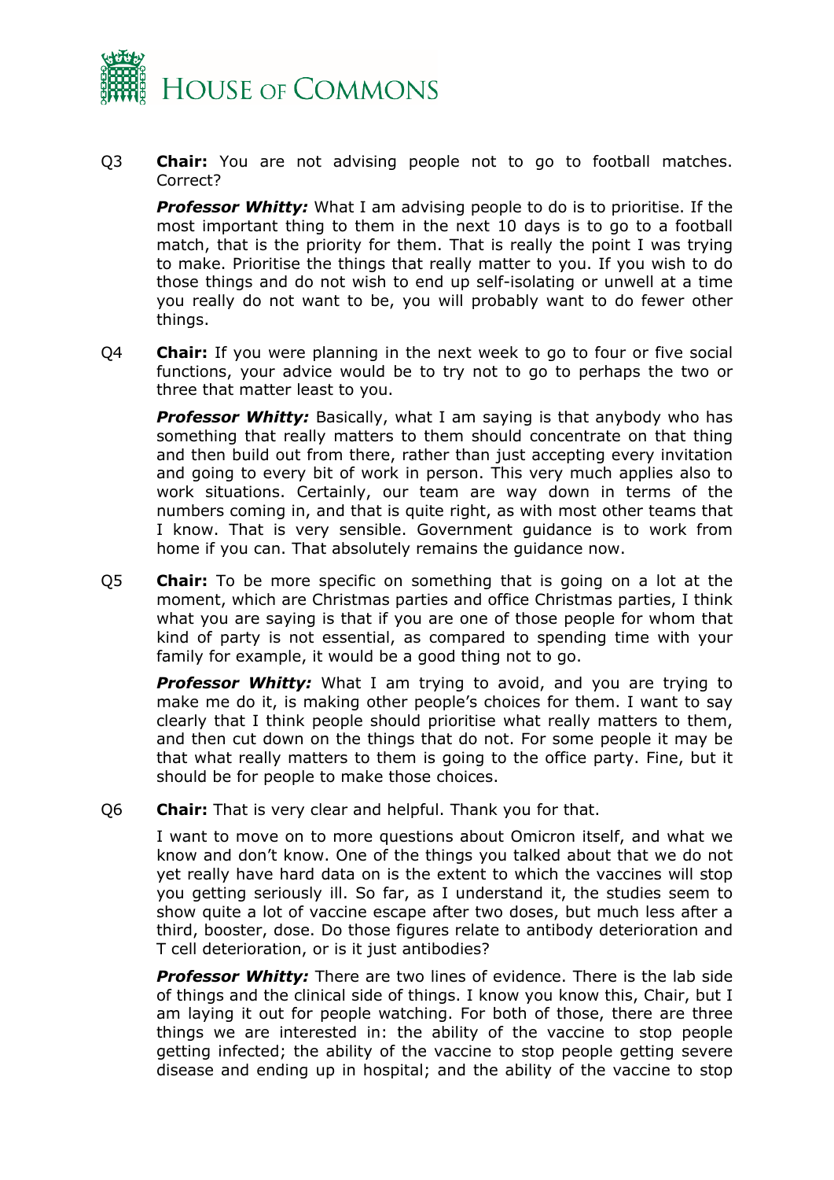Q3 **Chair:** You are not advising people not to go to football matches. Correct?

***Professor Whitty:*** What I am advising people to do is to prioritise. If the most important thing to them in the next 10 days is to go to a football match, that is the priority for them. That is really the point I was trying to make. Prioritise the things that really matter to you. If you wish to do those things and do not wish to end up self-isolating or unwell at a time you really do not want to be, you will probably want to do fewer other things.

Q4 **Chair:** If you were planning in the next week to go to four or five social functions, your advice would be to try not to go to perhaps the two or three that matter least to you.

***Professor Whitty:*** Basically, what I am saying is that anybody who has something that really matters to them should concentrate on that thing and then build out from there, rather than just accepting every invitation and going to every bit of work in person. This very much applies also to work situations. Certainly, our team are way down in terms of the numbers coming in, and that is quite right, as with most other teams that I know. That is very sensible. Government guidance is to work from home if you can. That absolutely remains the guidance now.

Q5 **Chair:** To be more specific on something that is going on a lot at the moment, which are Christmas parties and office Christmas parties, I think what you are saying is that if you are one of those people for whom that kind of party is not essential, as compared to spending time with your family for example, it would be a good thing not to go.

***Professor Whitty:*** What I am trying to avoid, and you are trying to make me do it, is making other people's choices for them. I want to say clearly that I think people should prioritise what really matters to them, and then cut down on the things that do not. For some people it may be that what really matters to them is going to the office party. Fine, but it should be for people to make those choices.

Q6 **Chair:** That is very clear and helpful. Thank you for that.

I want to move on to more questions about Omicron itself, and what we know and don't know. One of the things you talked about that we do not yet really have hard data on is the extent to which the vaccines will stop you getting seriously ill. So far, as I understand it, the studies seem to show quite a lot of vaccine escape after two doses, but much less after a third, booster, dose. Do those figures relate to antibody deterioration and T cell deterioration, or is it just antibodies?

***Professor Whitty:*** There are two lines of evidence. There is the lab side of things and the clinical side of things. I know you know this, Chair, but I am laying it out for people watching. For both of those, there are three things we are interested in: the ability of the vaccine to stop people getting infected; the ability of the vaccine to stop people getting severe disease and ending up in hospital; and the ability of the vaccine to stop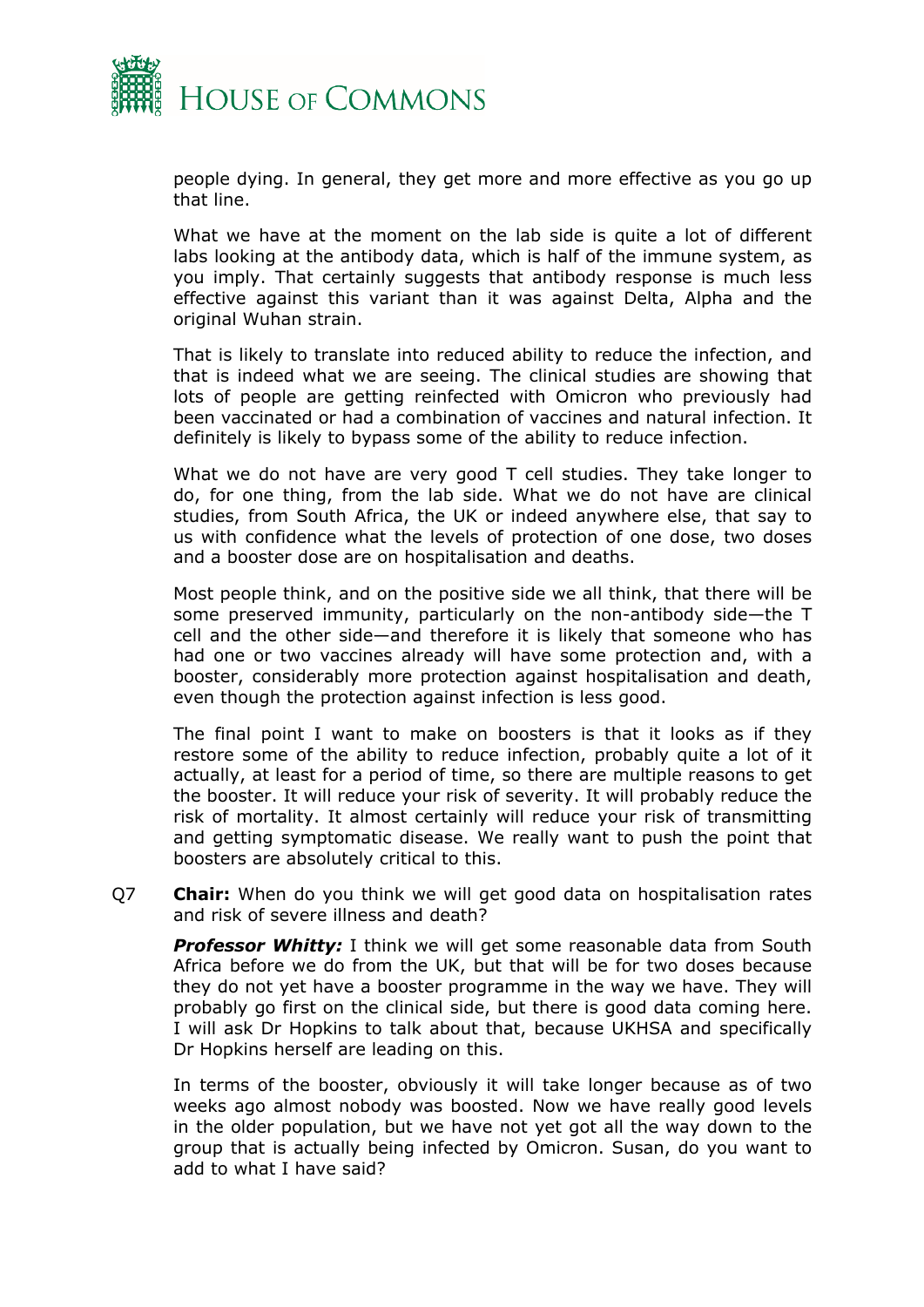people dying. In general, they get more and more effective as you go up that line.

What we have at the moment on the lab side is quite a lot of different labs looking at the antibody data, which is half of the immune system, as you imply. That certainly suggests that antibody response is much less effective against this variant than it was against Delta, Alpha and the original Wuhan strain.

That is likely to translate into reduced ability to reduce the infection, and that is indeed what we are seeing. The clinical studies are showing that lots of people are getting reinfected with Omicron who previously had been vaccinated or had a combination of vaccines and natural infection. It definitely is likely to bypass some of the ability to reduce infection.

What we do not have are very good T cell studies. They take longer to do, for one thing, from the lab side. What we do not have are clinical studies, from South Africa, the UK or indeed anywhere else, that say to us with confidence what the levels of protection of one dose, two doses and a booster dose are on hospitalisation and deaths.

Most people think, and on the positive side we all think, that there will be some preserved immunity, particularly on the non-antibody side—the T cell and the other side—and therefore it is likely that someone who has had one or two vaccines already will have some protection and, with a booster, considerably more protection against hospitalisation and death, even though the protection against infection is less good.

The final point I want to make on boosters is that it looks as if they restore some of the ability to reduce infection, probably quite a lot of it actually, at least for a period of time, so there are multiple reasons to get the booster. It will reduce your risk of severity. It will probably reduce the risk of mortality. It almost certainly will reduce your risk of transmitting and getting symptomatic disease. We really want to push the point that boosters are absolutely critical to this.

Q7 **Chair:** When do you think we will get good data on hospitalisation rates and risk of severe illness and death?

***Professor Whitty:*** I think we will get some reasonable data from South Africa before we do from the UK, but that will be for two doses because they do not yet have a booster programme in the way we have. They will probably go first on the clinical side, but there is good data coming here. I will ask Dr Hopkins to talk about that, because UKHSA and specifically Dr Hopkins herself are leading on this.

In terms of the booster, obviously it will take longer because as of two weeks ago almost nobody was boosted. Now we have really good levels in the older population, but we have not yet got all the way down to the group that is actually being infected by Omicron. Susan, do you want to add to what I have said?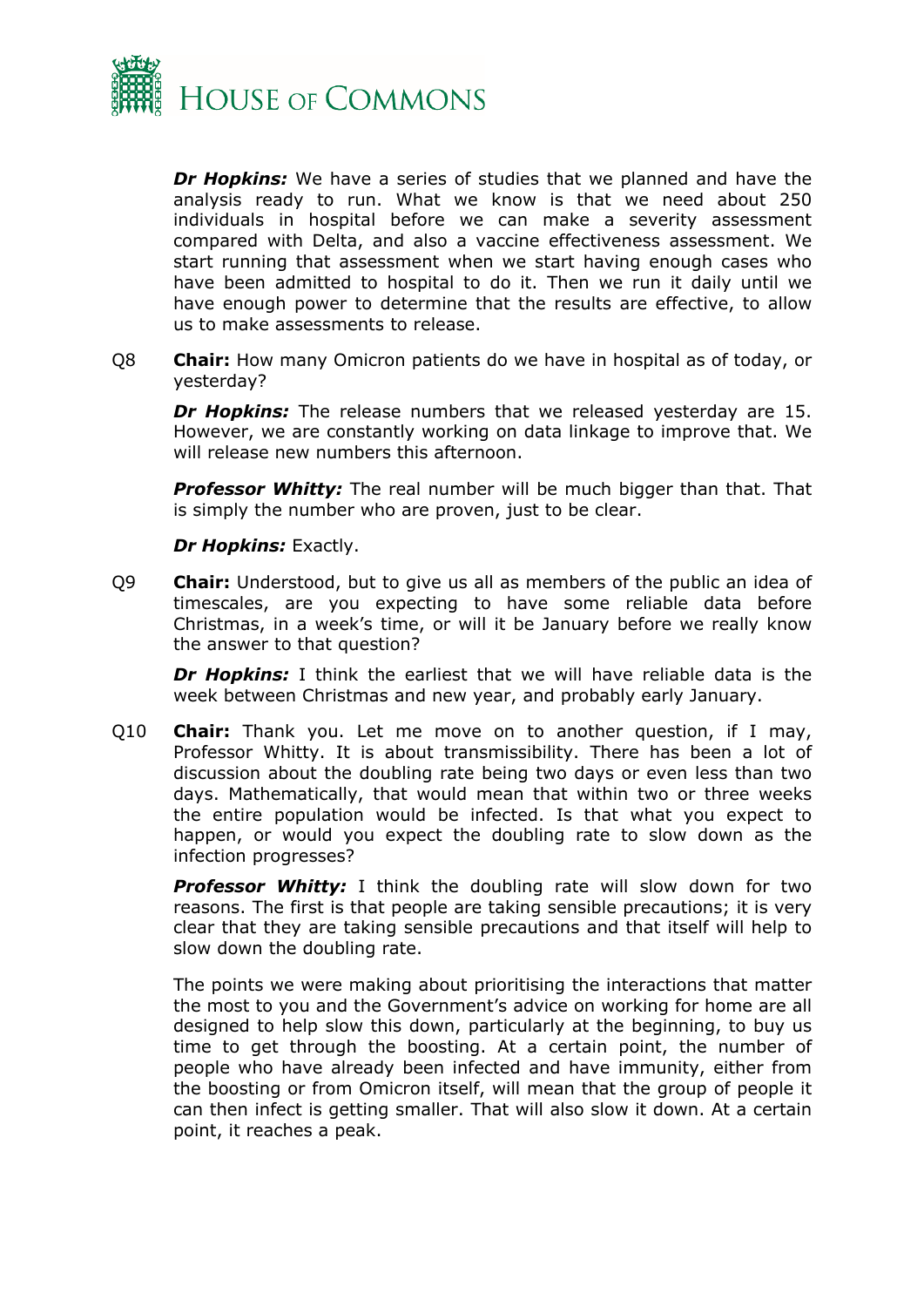***Dr Hopkins:*** We have a series of studies that we planned and have the analysis ready to run. What we know is that we need about 250 individuals in hospital before we can make a severity assessment compared with Delta, and also a vaccine effectiveness assessment. We start running that assessment when we start having enough cases who have been admitted to hospital to do it. Then we run it daily until we have enough power to determine that the results are effective, to allow us to make assessments to release.

Q8 **Chair:** How many Omicron patients do we have in hospital as of today, or yesterday?

***Dr Hopkins:*** The release numbers that we released yesterday are 15. However, we are constantly working on data linkage to improve that. We will release new numbers this afternoon.

***Professor Whitty:*** The real number will be much bigger than that. That is simply the number who are proven, just to be clear.

***Dr Hopkins:*** Exactly.

Q9 **Chair:** Understood, but to give us all as members of the public an idea of timescales, are you expecting to have some reliable data before Christmas, in a week's time, or will it be January before we really know the answer to that question?

***Dr Hopkins:*** I think the earliest that we will have reliable data is the week between Christmas and new year, and probably early January.

Q10 **Chair:** Thank you. Let me move on to another question, if I may, Professor Whitty. It is about transmissibility. There has been a lot of discussion about the doubling rate being two days or even less than two days. Mathematically, that would mean that within two or three weeks the entire population would be infected. Is that what you expect to happen, or would you expect the doubling rate to slow down as the infection progresses?

***Professor Whitty:*** I think the doubling rate will slow down for two reasons. The first is that people are taking sensible precautions; it is very clear that they are taking sensible precautions and that itself will help to slow down the doubling rate.

The points we were making about prioritising the interactions that matter the most to you and the Government's advice on working for home are all designed to help slow this down, particularly at the beginning, to buy us time to get through the boosting. At a certain point, the number of people who have already been infected and have immunity, either from the boosting or from Omicron itself, will mean that the group of people it can then infect is getting smaller. That will also slow it down. At a certain point, it reaches a peak.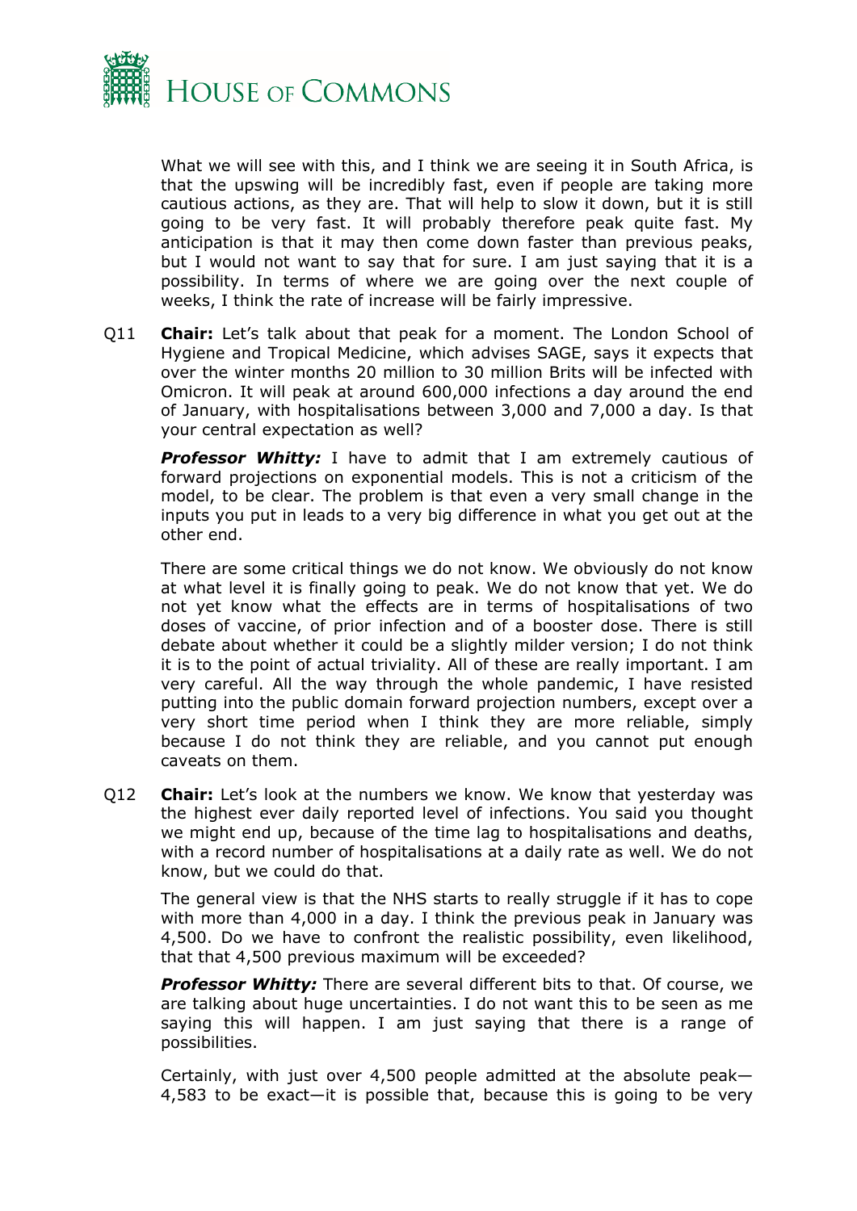What we will see with this, and I think we are seeing it in South Africa, is that the upswing will be incredibly fast, even if people are taking more cautious actions, as they are. That will help to slow it down, but it is still going to be very fast. It will probably therefore peak quite fast. My anticipation is that it may then come down faster than previous peaks, but I would not want to say that for sure. I am just saying that it is a possibility. In terms of where we are going over the next couple of weeks, I think the rate of increase will be fairly impressive.

Q11 **Chair:** Let's talk about that peak for a moment. The London School of Hygiene and Tropical Medicine, which advises SAGE, says it expects that over the winter months 20 million to 30 million Brits will be infected with Omicron. It will peak at around 600,000 infections a day around the end of January, with hospitalisations between 3,000 and 7,000 a day. Is that your central expectation as well?

***Professor Whitty:*** I have to admit that I am extremely cautious of forward projections on exponential models. This is not a criticism of the model, to be clear. The problem is that even a very small change in the inputs you put in leads to a very big difference in what you get out at the other end.

There are some critical things we do not know. We obviously do not know at what level it is finally going to peak. We do not know that yet. We do not yet know what the effects are in terms of hospitalisations of two doses of vaccine, of prior infection and of a booster dose. There is still debate about whether it could be a slightly milder version; I do not think it is to the point of actual triviality. All of these are really important. I am very careful. All the way through the whole pandemic, I have resisted putting into the public domain forward projection numbers, except over a very short time period when I think they are more reliable, simply because I do not think they are reliable, and you cannot put enough caveats on them.

Q12 **Chair:** Let's look at the numbers we know. We know that yesterday was the highest ever daily reported level of infections. You said you thought we might end up, because of the time lag to hospitalisations and deaths, with a record number of hospitalisations at a daily rate as well. We do not know, but we could do that.

The general view is that the NHS starts to really struggle if it has to cope with more than 4,000 in a day. I think the previous peak in January was 4,500. Do we have to confront the realistic possibility, even likelihood, that that 4,500 previous maximum will be exceeded?

***Professor Whitty:*** There are several different bits to that. Of course, we are talking about huge uncertainties. I do not want this to be seen as me saying this will happen. I am just saying that there is a range of possibilities.

Certainly, with just over 4,500 people admitted at the absolute peak—4,583 to be exact—it is possible that, because this is going to be very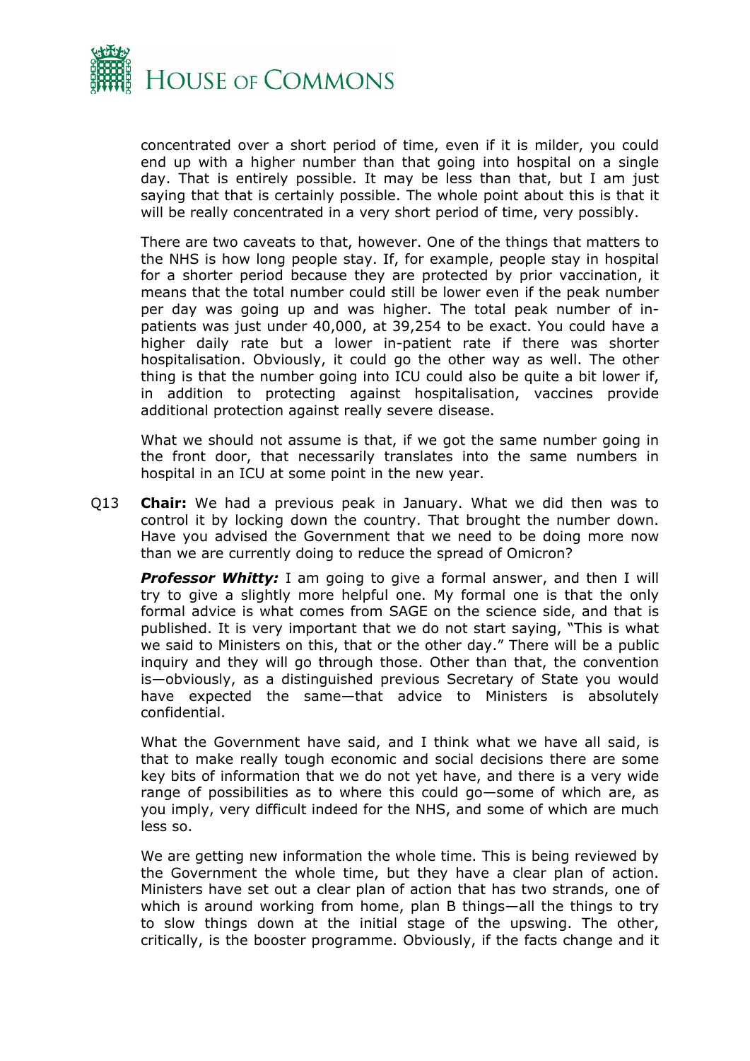concentrated over a short period of time, even if it is milder, you could end up with a higher number than that going into hospital on a single day. That is entirely possible. It may be less than that, but I am just saying that that is certainly possible. The whole point about this is that it will be really concentrated in a very short period of time, very possibly.

There are two caveats to that, however. One of the things that matters to the NHS is how long people stay. If, for example, people stay in hospital for a shorter period because they are protected by prior vaccination, it means that the total number could still be lower even if the peak number per day was going up and was higher. The total peak number of in-patients was just under 40,000, at 39,254 to be exact. You could have a higher daily rate but a lower in-patient rate if there was shorter hospitalisation. Obviously, it could go the other way as well. The other thing is that the number going into ICU could also be quite a bit lower if, in addition to protecting against hospitalisation, vaccines provide additional protection against really severe disease.

What we should not assume is that, if we got the same number going in the front door, that necessarily translates into the same numbers in hospital in an ICU at some point in the new year.

Q13 **Chair:** We had a previous peak in January. What we did then was to control it by locking down the country. That brought the number down. Have you advised the Government that we need to be doing more now than we are currently doing to reduce the spread of Omicron?

***Professor Whitty:*** I am going to give a formal answer, and then I will try to give a slightly more helpful one. My formal one is that the only formal advice is what comes from SAGE on the science side, and that is published. It is very important that we do not start saying, "This is what we said to Ministers on this, that or the other day." There will be a public inquiry and they will go through those. Other than that, the convention is—obviously, as a distinguished previous Secretary of State you would have expected the same—that advice to Ministers is absolutely confidential.

What the Government have said, and I think what we have all said, is that to make really tough economic and social decisions there are some key bits of information that we do not yet have, and there is a very wide range of possibilities as to where this could go—some of which are, as you imply, very difficult indeed for the NHS, and some of which are much less so.

We are getting new information the whole time. This is being reviewed by the Government the whole time, but they have a clear plan of action. Ministers have set out a clear plan of action that has two strands, one of which is around working from home, plan B things—all the things to try to slow things down at the initial stage of the upswing. The other, critically, is the booster programme. Obviously, if the facts change and it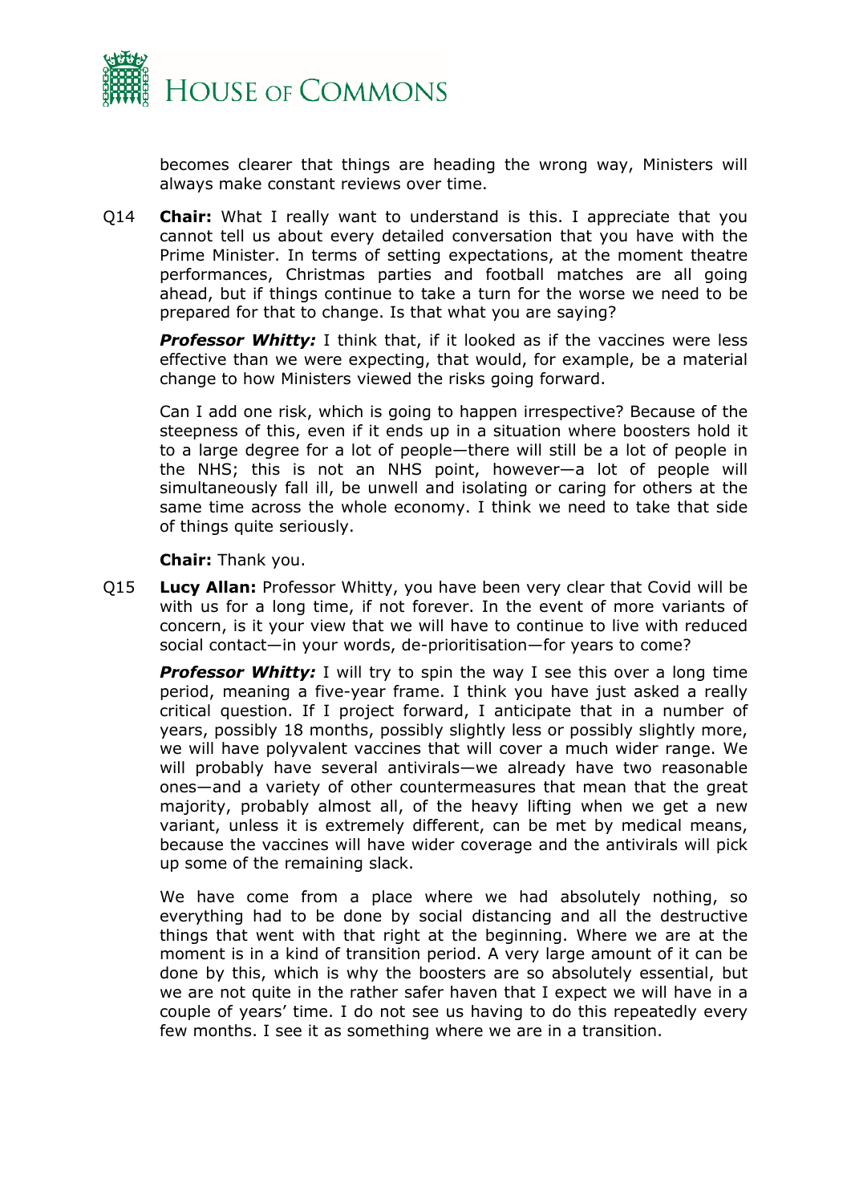becomes clearer that things are heading the wrong way, Ministers will always make constant reviews over time.

Q14 **Chair:** What I really want to understand is this. I appreciate that you cannot tell us about every detailed conversation that you have with the Prime Minister. In terms of setting expectations, at the moment theatre performances, Christmas parties and football matches are all going ahead, but if things continue to take a turn for the worse we need to be prepared for that to change. Is that what you are saying?

***Professor Whitty:*** I think that, if it looked as if the vaccines were less effective than we were expecting, that would, for example, be a material change to how Ministers viewed the risks going forward.

Can I add one risk, which is going to happen irrespective? Because of the steepness of this, even if it ends up in a situation where boosters hold it to a large degree for a lot of people—there will still be a lot of people in the NHS; this is not an NHS point, however—a lot of people will simultaneously fall ill, be unwell and isolating or caring for others at the same time across the whole economy. I think we need to take that side of things quite seriously.

**Chair:** Thank you.

Q15 **Lucy Allan:** Professor Whitty, you have been very clear that Covid will be with us for a long time, if not forever. In the event of more variants of concern, is it your view that we will have to continue to live with reduced social contact—in your words, de-prioritisation—for years to come?

***Professor Whitty:*** I will try to spin the way I see this over a long time period, meaning a five-year frame. I think you have just asked a really critical question. If I project forward, I anticipate that in a number of years, possibly 18 months, possibly slightly less or possibly slightly more, we will have polyvalent vaccines that will cover a much wider range. We will probably have several antivirals—we already have two reasonable ones—and a variety of other countermeasures that mean that the great majority, probably almost all, of the heavy lifting when we get a new variant, unless it is extremely different, can be met by medical means, because the vaccines will have wider coverage and the antivirals will pick up some of the remaining slack.

We have come from a place where we had absolutely nothing, so everything had to be done by social distancing and all the destructive things that went with that right at the beginning. Where we are at the moment is in a kind of transition period. A very large amount of it can be done by this, which is why the boosters are so absolutely essential, but we are not quite in the rather safer haven that I expect we will have in a couple of years' time. I do not see us having to do this repeatedly every few months. I see it as something where we are in a transition.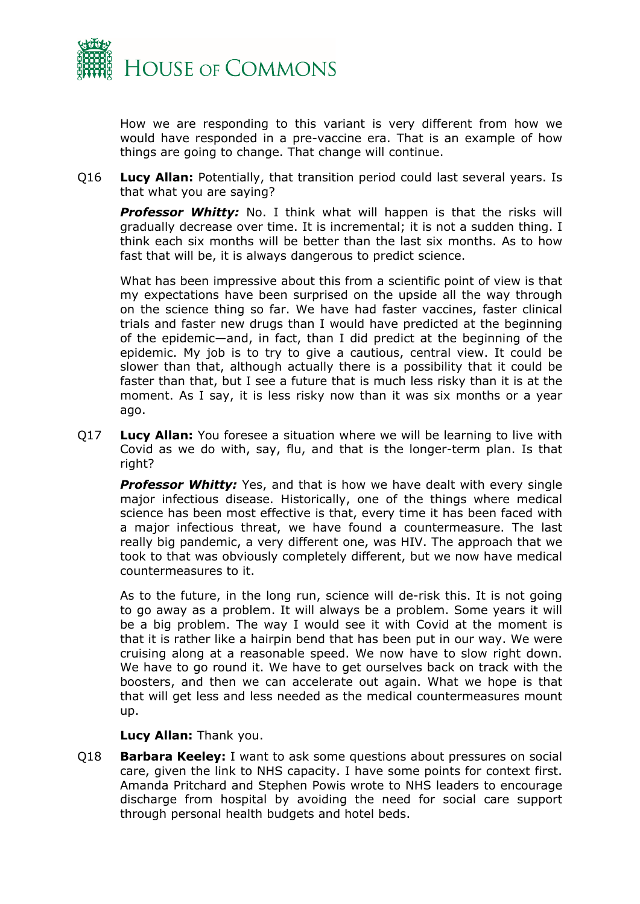How we are responding to this variant is very different from how we would have responded in a pre-vaccine era. That is an example of how things are going to change. That change will continue.

Q16 **Lucy Allan:** Potentially, that transition period could last several years. Is that what you are saying?

***Professor Whitty:*** No. I think what will happen is that the risks will gradually decrease over time. It is incremental; it is not a sudden thing. I think each six months will be better than the last six months. As to how fast that will be, it is always dangerous to predict science.

What has been impressive about this from a scientific point of view is that my expectations have been surprised on the upside all the way through on the science thing so far. We have had faster vaccines, faster clinical trials and faster new drugs than I would have predicted at the beginning of the epidemic—and, in fact, than I did predict at the beginning of the epidemic. My job is to try to give a cautious, central view. It could be slower than that, although actually there is a possibility that it could be faster than that, but I see a future that is much less risky than it is at the moment. As I say, it is less risky now than it was six months or a year ago.

Q17 **Lucy Allan:** You foresee a situation where we will be learning to live with Covid as we do with, say, flu, and that is the longer-term plan. Is that right?

***Professor Whitty:*** Yes, and that is how we have dealt with every single major infectious disease. Historically, one of the things where medical science has been most effective is that, every time it has been faced with a major infectious threat, we have found a countermeasure. The last really big pandemic, a very different one, was HIV. The approach that we took to that was obviously completely different, but we now have medical countermeasures to it.

As to the future, in the long run, science will de-risk this. It is not going to go away as a problem. It will always be a problem. Some years it will be a big problem. The way I would see it with Covid at the moment is that it is rather like a hairpin bend that has been put in our way. We were cruising along at a reasonable speed. We now have to slow right down. We have to go round it. We have to get ourselves back on track with the boosters, and then we can accelerate out again. What we hope is that that will get less and less needed as the medical countermeasures mount up.

**Lucy Allan:** Thank you.

Q18 **Barbara Keeley:** I want to ask some questions about pressures on social care, given the link to NHS capacity. I have some points for context first. Amanda Pritchard and Stephen Powis wrote to NHS leaders to encourage discharge from hospital by avoiding the need for social care support through personal health budgets and hotel beds.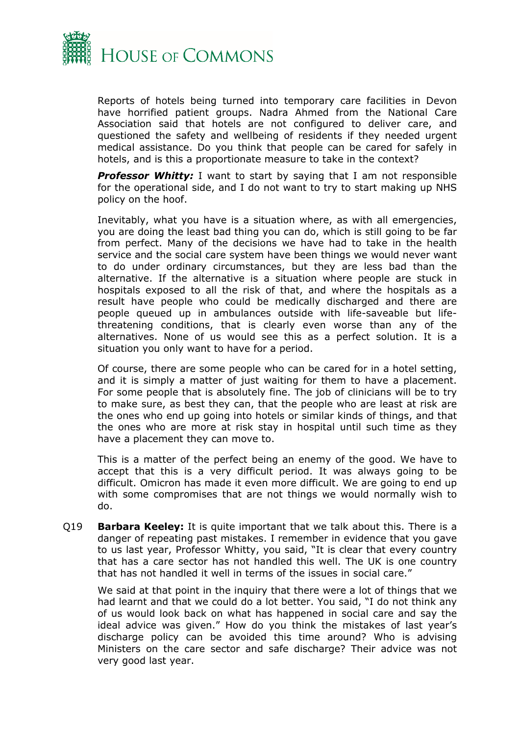Reports of hotels being turned into temporary care facilities in Devon have horrified patient groups. Nadra Ahmed from the National Care Association said that hotels are not configured to deliver care, and questioned the safety and wellbeing of residents if they needed urgent medical assistance. Do you think that people can be cared for safely in hotels, and is this a proportionate measure to take in the context?

***Professor Whitty:*** I want to start by saying that I am not responsible for the operational side, and I do not want to try to start making up NHS policy on the hoof.

Inevitably, what you have is a situation where, as with all emergencies, you are doing the least bad thing you can do, which is still going to be far from perfect. Many of the decisions we have had to take in the health service and the social care system have been things we would never want to do under ordinary circumstances, but they are less bad than the alternative. If the alternative is a situation where people are stuck in hospitals exposed to all the risk of that, and where the hospitals as a result have people who could be medically discharged and there are people queued up in ambulances outside with life-saveable but life-threatening conditions, that is clearly even worse than any of the alternatives. None of us would see this as a perfect solution. It is a situation you only want to have for a period.

Of course, there are some people who can be cared for in a hotel setting, and it is simply a matter of just waiting for them to have a placement. For some people that is absolutely fine. The job of clinicians will be to try to make sure, as best they can, that the people who are least at risk are the ones who end up going into hotels or similar kinds of things, and that the ones who are more at risk stay in hospital until such time as they have a placement they can move to.

This is a matter of the perfect being an enemy of the good. We have to accept that this is a very difficult period. It was always going to be difficult. Omicron has made it even more difficult. We are going to end up with some compromises that are not things we would normally wish to do.

Q19 **Barbara Keeley:** It is quite important that we talk about this. There is a danger of repeating past mistakes. I remember in evidence that you gave to us last year, Professor Whitty, you said, "It is clear that every country that has a care sector has not handled this well. The UK is one country that has not handled it well in terms of the issues in social care."

We said at that point in the inquiry that there were a lot of things that we had learnt and that we could do a lot better. You said, "I do not think any of us would look back on what has happened in social care and say the ideal advice was given." How do you think the mistakes of last year's discharge policy can be avoided this time around? Who is advising Ministers on the care sector and safe discharge? Their advice was not very good last year.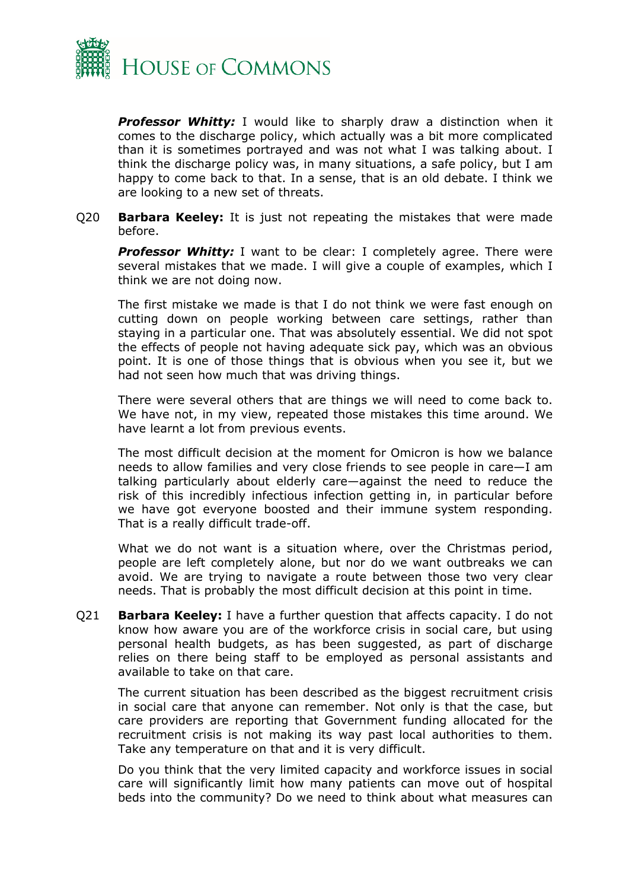***Professor Whitty:*** I would like to sharply draw a distinction when it comes to the discharge policy, which actually was a bit more complicated than it is sometimes portrayed and was not what I was talking about. I think the discharge policy was, in many situations, a safe policy, but I am happy to come back to that. In a sense, that is an old debate. I think we are looking to a new set of threats.

Q20 **Barbara Keeley:** It is just not repeating the mistakes that were made before.

***Professor Whitty:*** I want to be clear: I completely agree. There were several mistakes that we made. I will give a couple of examples, which I think we are not doing now.

The first mistake we made is that I do not think we were fast enough on cutting down on people working between care settings, rather than staying in a particular one. That was absolutely essential. We did not spot the effects of people not having adequate sick pay, which was an obvious point. It is one of those things that is obvious when you see it, but we had not seen how much that was driving things.

There were several others that are things we will need to come back to. We have not, in my view, repeated those mistakes this time around. We have learnt a lot from previous events.

The most difficult decision at the moment for Omicron is how we balance needs to allow families and very close friends to see people in care—I am talking particularly about elderly care—against the need to reduce the risk of this incredibly infectious infection getting in, in particular before we have got everyone boosted and their immune system responding. That is a really difficult trade-off.

What we do not want is a situation where, over the Christmas period, people are left completely alone, but nor do we want outbreaks we can avoid. We are trying to navigate a route between those two very clear needs. That is probably the most difficult decision at this point in time.

Q21 **Barbara Keeley:** I have a further question that affects capacity. I do not know how aware you are of the workforce crisis in social care, but using personal health budgets, as has been suggested, as part of discharge relies on there being staff to be employed as personal assistants and available to take on that care.

The current situation has been described as the biggest recruitment crisis in social care that anyone can remember. Not only is that the case, but care providers are reporting that Government funding allocated for the recruitment crisis is not making its way past local authorities to them. Take any temperature on that and it is very difficult.

Do you think that the very limited capacity and workforce issues in social care will significantly limit how many patients can move out of hospital beds into the community? Do we need to think about what measures can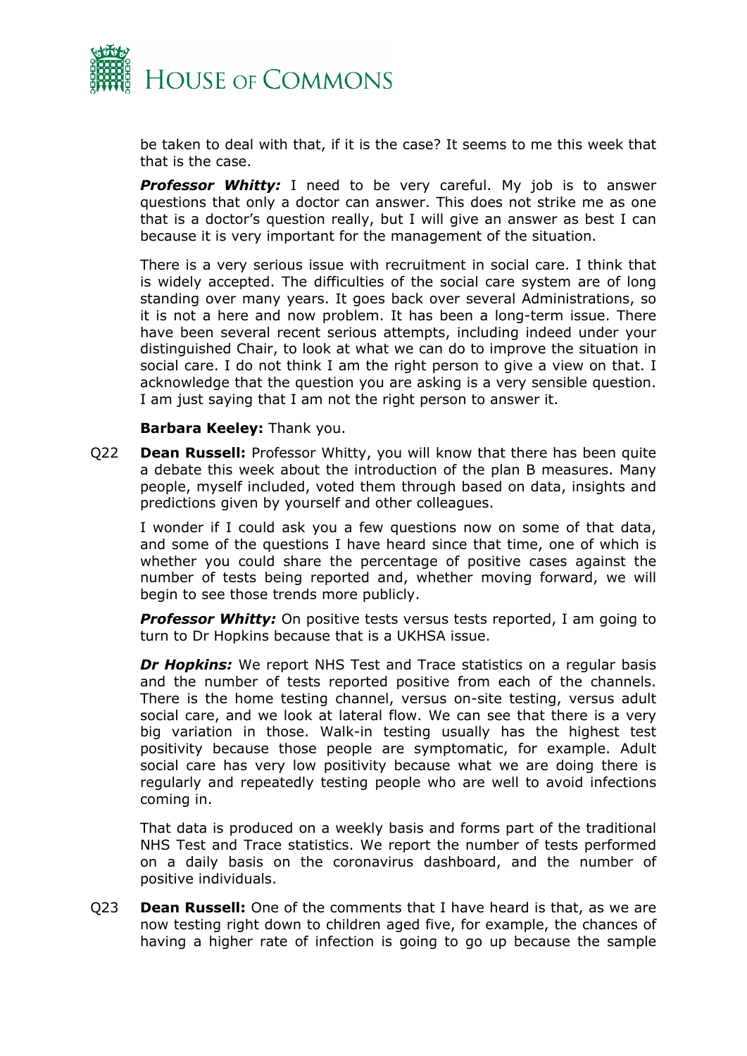be taken to deal with that, if it is the case? It seems to me this week that that is the case.

***Professor Whitty:*** I need to be very careful. My job is to answer questions that only a doctor can answer. This does not strike me as one that is a doctor's question really, but I will give an answer as best I can because it is very important for the management of the situation.

There is a very serious issue with recruitment in social care. I think that is widely accepted. The difficulties of the social care system are of long standing over many years. It goes back over several Administrations, so it is not a here and now problem. It has been a long-term issue. There have been several recent serious attempts, including indeed under your distinguished Chair, to look at what we can do to improve the situation in social care. I do not think I am the right person to give a view on that. I acknowledge that the question you are asking is a very sensible question. I am just saying that I am not the right person to answer it.

**Barbara Keeley:** Thank you.

Q22 **Dean Russell:** Professor Whitty, you will know that there has been quite a debate this week about the introduction of the plan B measures. Many people, myself included, voted them through based on data, insights and predictions given by yourself and other colleagues.

I wonder if I could ask you a few questions now on some of that data, and some of the questions I have heard since that time, one of which is whether you could share the percentage of positive cases against the number of tests being reported and, whether moving forward, we will begin to see those trends more publicly.

***Professor Whitty:*** On positive tests versus tests reported, I am going to turn to Dr Hopkins because that is a UKHSA issue.

***Dr Hopkins:*** We report NHS Test and Trace statistics on a regular basis and the number of tests reported positive from each of the channels. There is the home testing channel, versus on-site testing, versus adult social care, and we look at lateral flow. We can see that there is a very big variation in those. Walk-in testing usually has the highest test positivity because those people are symptomatic, for example. Adult social care has very low positivity because what we are doing there is regularly and repeatedly testing people who are well to avoid infections coming in.

That data is produced on a weekly basis and forms part of the traditional NHS Test and Trace statistics. We report the number of tests performed on a daily basis on the coronavirus dashboard, and the number of positive individuals.

Q23 **Dean Russell:** One of the comments that I have heard is that, as we are now testing right down to children aged five, for example, the chances of having a higher rate of infection is going to go up because the sample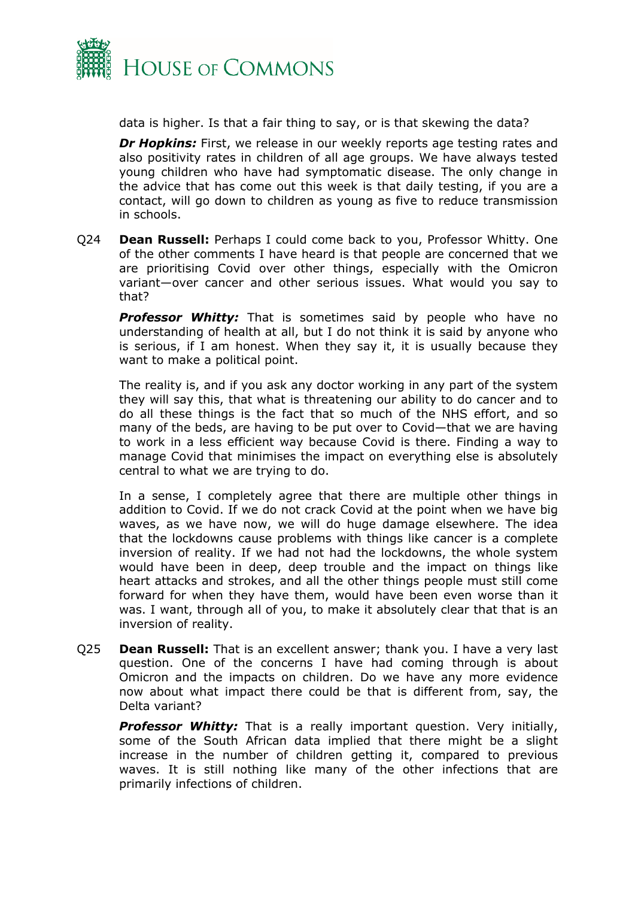data is higher. Is that a fair thing to say, or is that skewing the data?

***Dr Hopkins:*** First, we release in our weekly reports age testing rates and also positivity rates in children of all age groups. We have always tested young children who have had symptomatic disease. The only change in the advice that has come out this week is that daily testing, if you are a contact, will go down to children as young as five to reduce transmission in schools.

Q24 **Dean Russell:** Perhaps I could come back to you, Professor Whitty. One of the other comments I have heard is that people are concerned that we are prioritising Covid over other things, especially with the Omicron variant—over cancer and other serious issues. What would you say to that?

***Professor Whitty:*** That is sometimes said by people who have no understanding of health at all, but I do not think it is said by anyone who is serious, if I am honest. When they say it, it is usually because they want to make a political point.

The reality is, and if you ask any doctor working in any part of the system they will say this, that what is threatening our ability to do cancer and to do all these things is the fact that so much of the NHS effort, and so many of the beds, are having to be put over to Covid—that we are having to work in a less efficient way because Covid is there. Finding a way to manage Covid that minimises the impact on everything else is absolutely central to what we are trying to do.

In a sense, I completely agree that there are multiple other things in addition to Covid. If we do not crack Covid at the point when we have big waves, as we have now, we will do huge damage elsewhere. The idea that the lockdowns cause problems with things like cancer is a complete inversion of reality. If we had not had the lockdowns, the whole system would have been in deep, deep trouble and the impact on things like heart attacks and strokes, and all the other things people must still come forward for when they have them, would have been even worse than it was. I want, through all of you, to make it absolutely clear that that is an inversion of reality.

Q25 **Dean Russell:** That is an excellent answer; thank you. I have a very last question. One of the concerns I have had coming through is about Omicron and the impacts on children. Do we have any more evidence now about what impact there could be that is different from, say, the Delta variant?

***Professor Whitty:*** That is a really important question. Very initially, some of the South African data implied that there might be a slight increase in the number of children getting it, compared to previous waves. It is still nothing like many of the other infections that are primarily infections of children.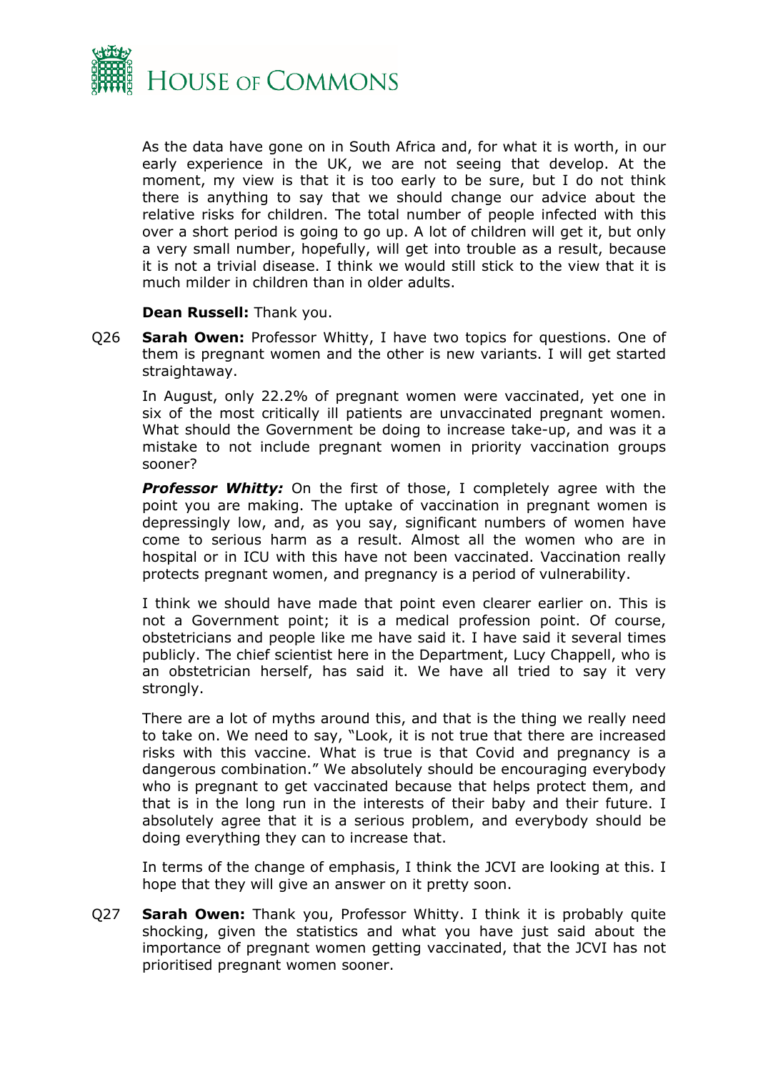As the data have gone on in South Africa and, for what it is worth, in our early experience in the UK, we are not seeing that develop. At the moment, my view is that it is too early to be sure, but I do not think there is anything to say that we should change our advice about the relative risks for children. The total number of people infected with this over a short period is going to go up. A lot of children will get it, but only a very small number, hopefully, will get into trouble as a result, because it is not a trivial disease. I think we would still stick to the view that it is much milder in children than in older adults.

**Dean Russell:** Thank you.

Q26 **Sarah Owen:** Professor Whitty, I have two topics for questions. One of them is pregnant women and the other is new variants. I will get started straightaway.

In August, only 22.2% of pregnant women were vaccinated, yet one in six of the most critically ill patients are unvaccinated pregnant women. What should the Government be doing to increase take-up, and was it a mistake to not include pregnant women in priority vaccination groups sooner?

***Professor Whitty:*** On the first of those, I completely agree with the point you are making. The uptake of vaccination in pregnant women is depressingly low, and, as you say, significant numbers of women have come to serious harm as a result. Almost all the women who are in hospital or in ICU with this have not been vaccinated. Vaccination really protects pregnant women, and pregnancy is a period of vulnerability.

I think we should have made that point even clearer earlier on. This is not a Government point; it is a medical profession point. Of course, obstetricians and people like me have said it. I have said it several times publicly. The chief scientist here in the Department, Lucy Chappell, who is an obstetrician herself, has said it. We have all tried to say it very strongly.

There are a lot of myths around this, and that is the thing we really need to take on. We need to say, "Look, it is not true that there are increased risks with this vaccine. What is true is that Covid and pregnancy is a dangerous combination." We absolutely should be encouraging everybody who is pregnant to get vaccinated because that helps protect them, and that is in the long run in the interests of their baby and their future. I absolutely agree that it is a serious problem, and everybody should be doing everything they can to increase that.

In terms of the change of emphasis, I think the JCVI are looking at this. I hope that they will give an answer on it pretty soon.

Q27 **Sarah Owen:** Thank you, Professor Whitty. I think it is probably quite shocking, given the statistics and what you have just said about the importance of pregnant women getting vaccinated, that the JCVI has not prioritised pregnant women sooner.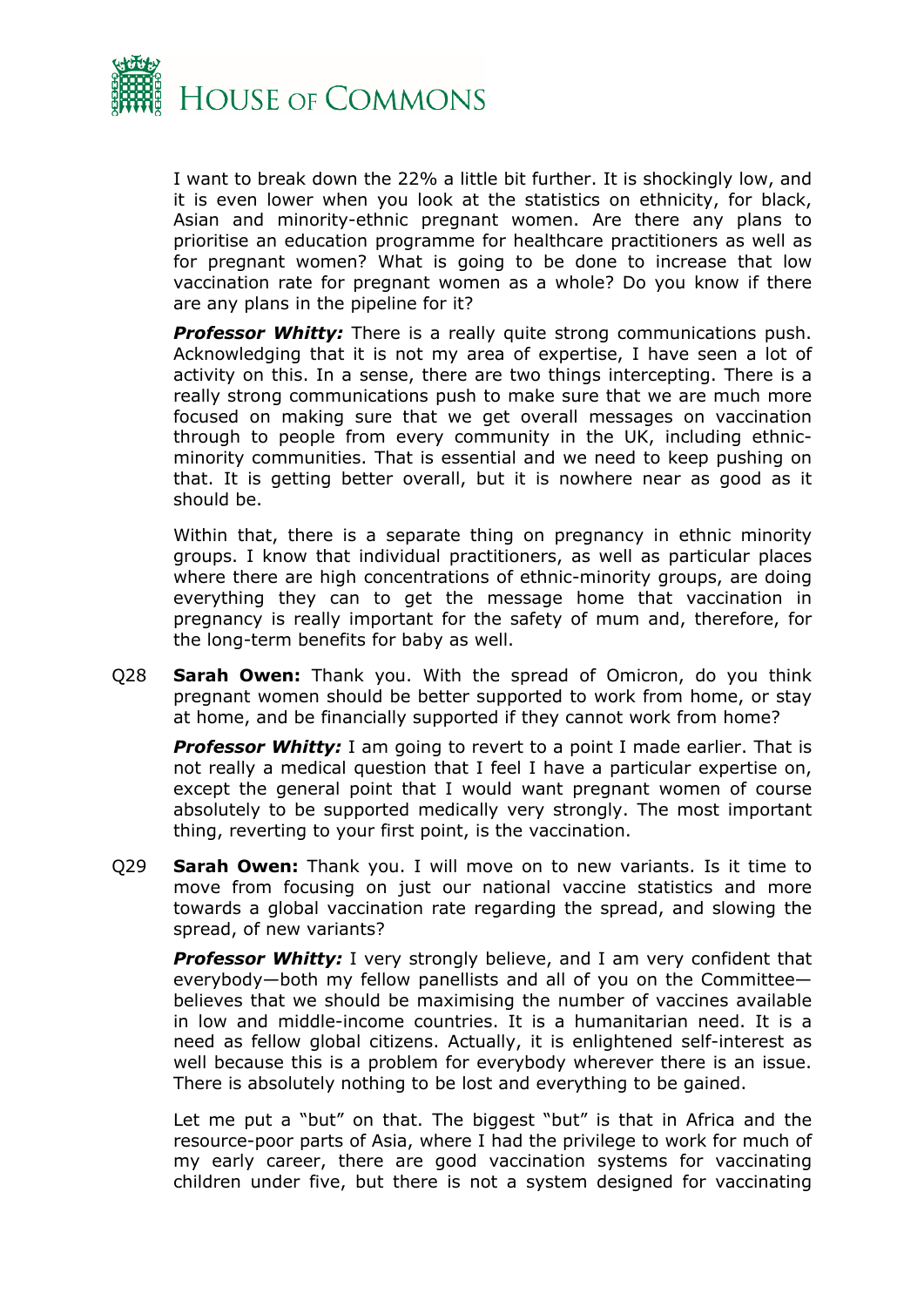I want to break down the 22% a little bit further. It is shockingly low, and it is even lower when you look at the statistics on ethnicity, for black, Asian and minority-ethnic pregnant women. Are there any plans to prioritise an education programme for healthcare practitioners as well as for pregnant women? What is going to be done to increase that low vaccination rate for pregnant women as a whole? Do you know if there are any plans in the pipeline for it?

***Professor Whitty:*** There is a really quite strong communications push. Acknowledging that it is not my area of expertise, I have seen a lot of activity on this. In a sense, there are two things intercepting. There is a really strong communications push to make sure that we are much more focused on making sure that we get overall messages on vaccination through to people from every community in the UK, including ethnic-minority communities. That is essential and we need to keep pushing on that. It is getting better overall, but it is nowhere near as good as it should be.

Within that, there is a separate thing on pregnancy in ethnic minority groups. I know that individual practitioners, as well as particular places where there are high concentrations of ethnic-minority groups, are doing everything they can to get the message home that vaccination in pregnancy is really important for the safety of mum and, therefore, for the long-term benefits for baby as well.

Q28 **Sarah Owen:** Thank you. With the spread of Omicron, do you think pregnant women should be better supported to work from home, or stay at home, and be financially supported if they cannot work from home?

***Professor Whitty:*** I am going to revert to a point I made earlier. That is not really a medical question that I feel I have a particular expertise on, except the general point that I would want pregnant women of course absolutely to be supported medically very strongly. The most important thing, reverting to your first point, is the vaccination.

Q29 **Sarah Owen:** Thank you. I will move on to new variants. Is it time to move from focusing on just our national vaccine statistics and more towards a global vaccination rate regarding the spread, and slowing the spread, of new variants?

***Professor Whitty:*** I very strongly believe, and I am very confident that everybody—both my fellow panellists and all of you on the Committee—believes that we should be maximising the number of vaccines available in low and middle-income countries. It is a humanitarian need. It is a need as fellow global citizens. Actually, it is enlightened self-interest as well because this is a problem for everybody wherever there is an issue. There is absolutely nothing to be lost and everything to be gained.

Let me put a "but" on that. The biggest "but" is that in Africa and the resource-poor parts of Asia, where I had the privilege to work for much of my early career, there are good vaccination systems for vaccinating children under five, but there is not a system designed for vaccinating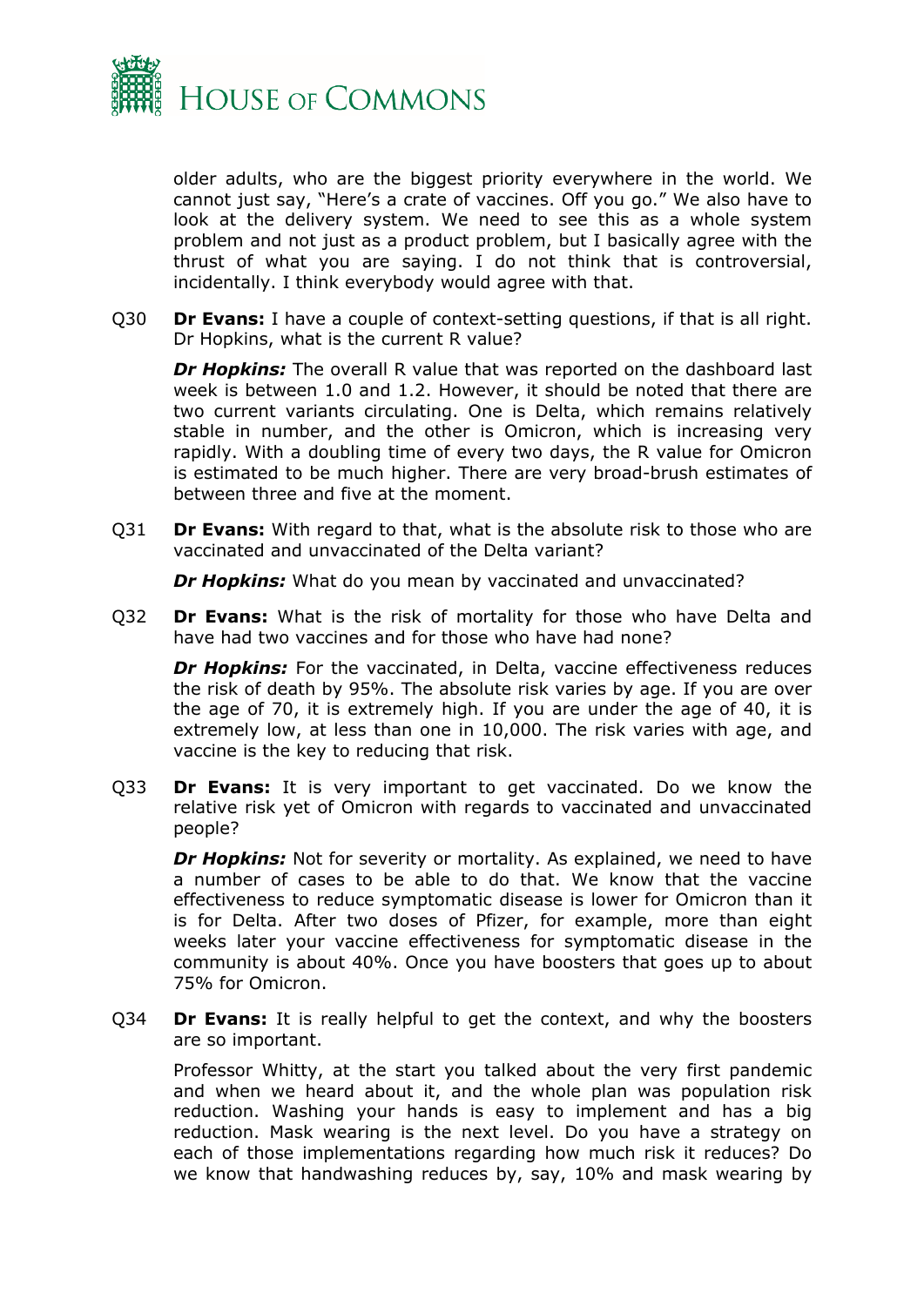older adults, who are the biggest priority everywhere in the world. We cannot just say, "Here's a crate of vaccines. Off you go." We also have to look at the delivery system. We need to see this as a whole system problem and not just as a product problem, but I basically agree with the thrust of what you are saying. I do not think that is controversial, incidentally. I think everybody would agree with that.

Q30 **Dr Evans:** I have a couple of context-setting questions, if that is all right. Dr Hopkins, what is the current R value?

***Dr Hopkins:*** The overall R value that was reported on the dashboard last week is between 1.0 and 1.2. However, it should be noted that there are two current variants circulating. One is Delta, which remains relatively stable in number, and the other is Omicron, which is increasing very rapidly. With a doubling time of every two days, the R value for Omicron is estimated to be much higher. There are very broad-brush estimates of between three and five at the moment.

Q31 **Dr Evans:** With regard to that, what is the absolute risk to those who are vaccinated and unvaccinated of the Delta variant?

***Dr Hopkins:*** What do you mean by vaccinated and unvaccinated?

Q32 **Dr Evans:** What is the risk of mortality for those who have Delta and have had two vaccines and for those who have had none?

***Dr Hopkins:*** For the vaccinated, in Delta, vaccine effectiveness reduces the risk of death by 95%. The absolute risk varies by age. If you are over the age of 70, it is extremely high. If you are under the age of 40, it is extremely low, at less than one in 10,000. The risk varies with age, and vaccine is the key to reducing that risk.

Q33 **Dr Evans:** It is very important to get vaccinated. Do we know the relative risk yet of Omicron with regards to vaccinated and unvaccinated people?

***Dr Hopkins:*** Not for severity or mortality. As explained, we need to have a number of cases to be able to do that. We know that the vaccine effectiveness to reduce symptomatic disease is lower for Omicron than it is for Delta. After two doses of Pfizer, for example, more than eight weeks later your vaccine effectiveness for symptomatic disease in the community is about 40%. Once you have boosters that goes up to about 75% for Omicron.

Q34 **Dr Evans:** It is really helpful to get the context, and why the boosters are so important.

Professor Whitty, at the start you talked about the very first pandemic and when we heard about it, and the whole plan was population risk reduction. Washing your hands is easy to implement and has a big reduction. Mask wearing is the next level. Do you have a strategy on each of those implementations regarding how much risk it reduces? Do we know that handwashing reduces by, say, 10% and mask wearing by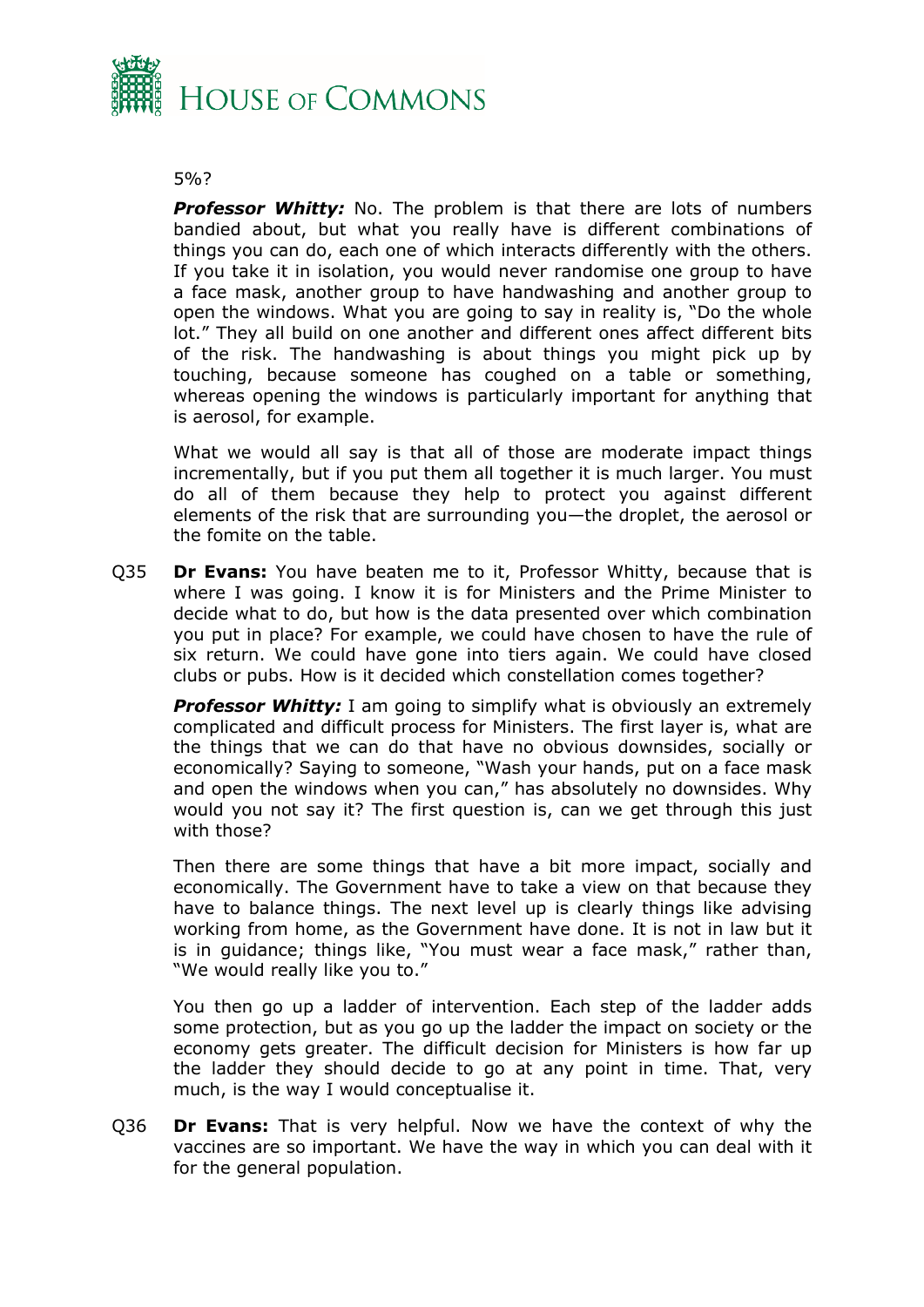5%?

***Professor Whitty:*** No. The problem is that there are lots of numbers bandied about, but what you really have is different combinations of things you can do, each one of which interacts differently with the others. If you take it in isolation, you would never randomise one group to have a face mask, another group to have handwashing and another group to open the windows. What you are going to say in reality is, "Do the whole lot." They all build on one another and different ones affect different bits of the risk. The handwashing is about things you might pick up by touching, because someone has coughed on a table or something, whereas opening the windows is particularly important for anything that is aerosol, for example.

What we would all say is that all of those are moderate impact things incrementally, but if you put them all together it is much larger. You must do all of them because they help to protect you against different elements of the risk that are surrounding you—the droplet, the aerosol or the fomite on the table.

Q35 **Dr Evans:** You have beaten me to it, Professor Whitty, because that is where I was going. I know it is for Ministers and the Prime Minister to decide what to do, but how is the data presented over which combination you put in place? For example, we could have chosen to have the rule of six return. We could have gone into tiers again. We could have closed clubs or pubs. How is it decided which constellation comes together?

***Professor Whitty:*** I am going to simplify what is obviously an extremely complicated and difficult process for Ministers. The first layer is, what are the things that we can do that have no obvious downsides, socially or economically? Saying to someone, "Wash your hands, put on a face mask and open the windows when you can," has absolutely no downsides. Why would you not say it? The first question is, can we get through this just with those?

Then there are some things that have a bit more impact, socially and economically. The Government have to take a view on that because they have to balance things. The next level up is clearly things like advising working from home, as the Government have done. It is not in law but it is in guidance; things like, "You must wear a face mask," rather than, "We would really like you to."

You then go up a ladder of intervention. Each step of the ladder adds some protection, but as you go up the ladder the impact on society or the economy gets greater. The difficult decision for Ministers is how far up the ladder they should decide to go at any point in time. That, very much, is the way I would conceptualise it.

Q36 **Dr Evans:** That is very helpful. Now we have the context of why the vaccines are so important. We have the way in which you can deal with it for the general population.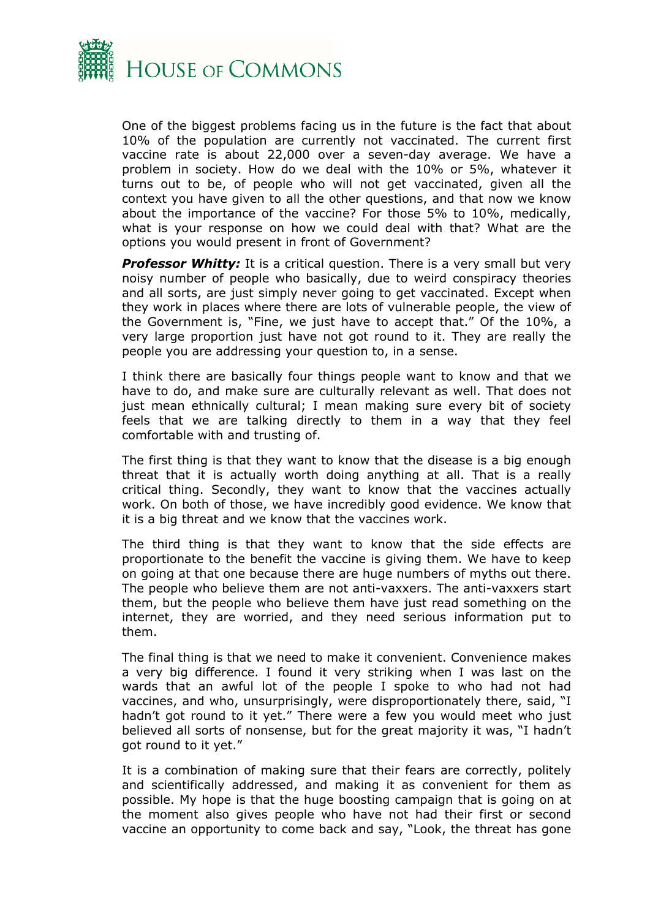One of the biggest problems facing us in the future is the fact that about 10% of the population are currently not vaccinated. The current first vaccine rate is about 22,000 over a seven-day average. We have a problem in society. How do we deal with the 10% or 5%, whatever it turns out to be, of people who will not get vaccinated, given all the context you have given to all the other questions, and that now we know about the importance of the vaccine? For those 5% to 10%, medically, what is your response on how we could deal with that? What are the options you would present in front of Government?

***Professor Whitty:*** It is a critical question. There is a very small but very noisy number of people who basically, due to weird conspiracy theories and all sorts, are just simply never going to get vaccinated. Except when they work in places where there are lots of vulnerable people, the view of the Government is, "Fine, we just have to accept that." Of the 10%, a very large proportion just have not got round to it. They are really the people you are addressing your question to, in a sense.

I think there are basically four things people want to know and that we have to do, and make sure are culturally relevant as well. That does not just mean ethnically cultural; I mean making sure every bit of society feels that we are talking directly to them in a way that they feel comfortable with and trusting of.

The first thing is that they want to know that the disease is a big enough threat that it is actually worth doing anything at all. That is a really critical thing. Secondly, they want to know that the vaccines actually work. On both of those, we have incredibly good evidence. We know that it is a big threat and we know that the vaccines work.

The third thing is that they want to know that the side effects are proportionate to the benefit the vaccine is giving them. We have to keep on going at that one because there are huge numbers of myths out there. The people who believe them are not anti-vaxxers. The anti-vaxxers start them, but the people who believe them have just read something on the internet, they are worried, and they need serious information put to them.

The final thing is that we need to make it convenient. Convenience makes a very big difference. I found it very striking when I was last on the wards that an awful lot of the people I spoke to who had not had vaccines, and who, unsurprisingly, were disproportionately there, said, "I hadn't got round to it yet." There were a few you would meet who just believed all sorts of nonsense, but for the great majority it was, "I hadn't got round to it yet."

It is a combination of making sure that their fears are correctly, politely and scientifically addressed, and making it as convenient for them as possible. My hope is that the huge boosting campaign that is going on at the moment also gives people who have not had their first or second vaccine an opportunity to come back and say, "Look, the threat has gone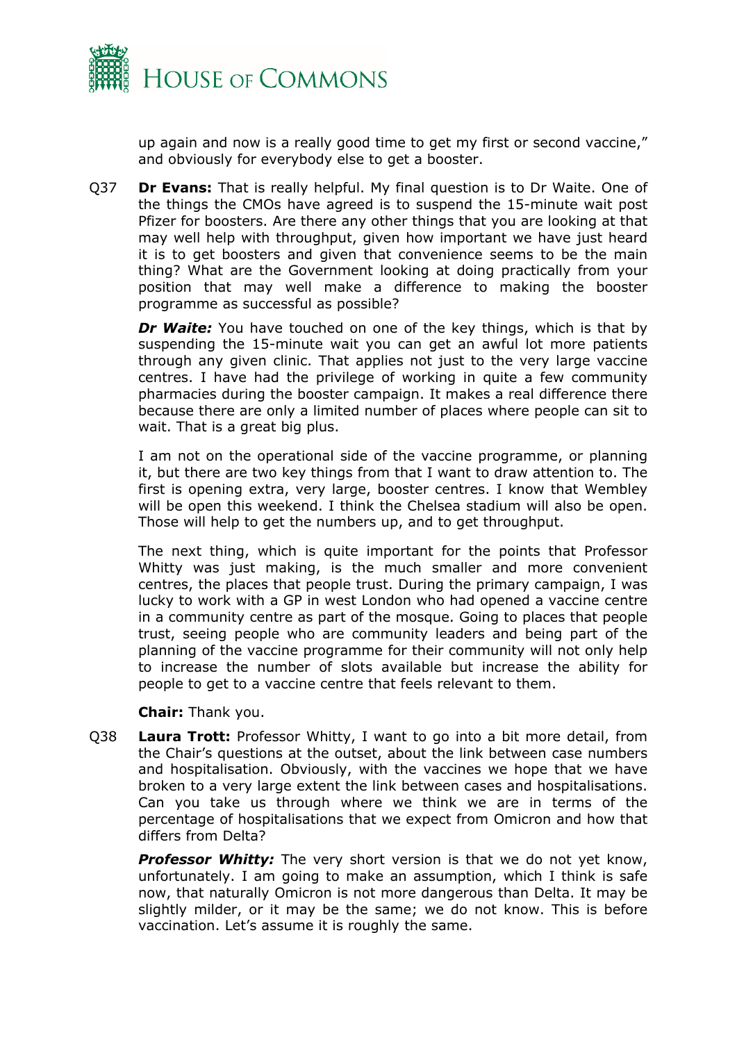up again and now is a really good time to get my first or second vaccine," and obviously for everybody else to get a booster.

Q37 **Dr Evans:** That is really helpful. My final question is to Dr Waite. One of the things the CMOs have agreed is to suspend the 15-minute wait post Pfizer for boosters. Are there any other things that you are looking at that may well help with throughput, given how important we have just heard it is to get boosters and given that convenience seems to be the main thing? What are the Government looking at doing practically from your position that may well make a difference to making the booster programme as successful as possible?

***Dr Waite:*** You have touched on one of the key things, which is that by suspending the 15-minute wait you can get an awful lot more patients through any given clinic. That applies not just to the very large vaccine centres. I have had the privilege of working in quite a few community pharmacies during the booster campaign. It makes a real difference there because there are only a limited number of places where people can sit to wait. That is a great big plus.

I am not on the operational side of the vaccine programme, or planning it, but there are two key things from that I want to draw attention to. The first is opening extra, very large, booster centres. I know that Wembley will be open this weekend. I think the Chelsea stadium will also be open. Those will help to get the numbers up, and to get throughput.

The next thing, which is quite important for the points that Professor Whitty was just making, is the much smaller and more convenient centres, the places that people trust. During the primary campaign, I was lucky to work with a GP in west London who had opened a vaccine centre in a community centre as part of the mosque. Going to places that people trust, seeing people who are community leaders and being part of the planning of the vaccine programme for their community will not only help to increase the number of slots available but increase the ability for people to get to a vaccine centre that feels relevant to them.

**Chair:** Thank you.

Q38 **Laura Trott:** Professor Whitty, I want to go into a bit more detail, from the Chair's questions at the outset, about the link between case numbers and hospitalisation. Obviously, with the vaccines we hope that we have broken to a very large extent the link between cases and hospitalisations. Can you take us through where we think we are in terms of the percentage of hospitalisations that we expect from Omicron and how that differs from Delta?

***Professor Whitty:*** The very short version is that we do not yet know, unfortunately. I am going to make an assumption, which I think is safe now, that naturally Omicron is not more dangerous than Delta. It may be slightly milder, or it may be the same; we do not know. This is before vaccination. Let's assume it is roughly the same.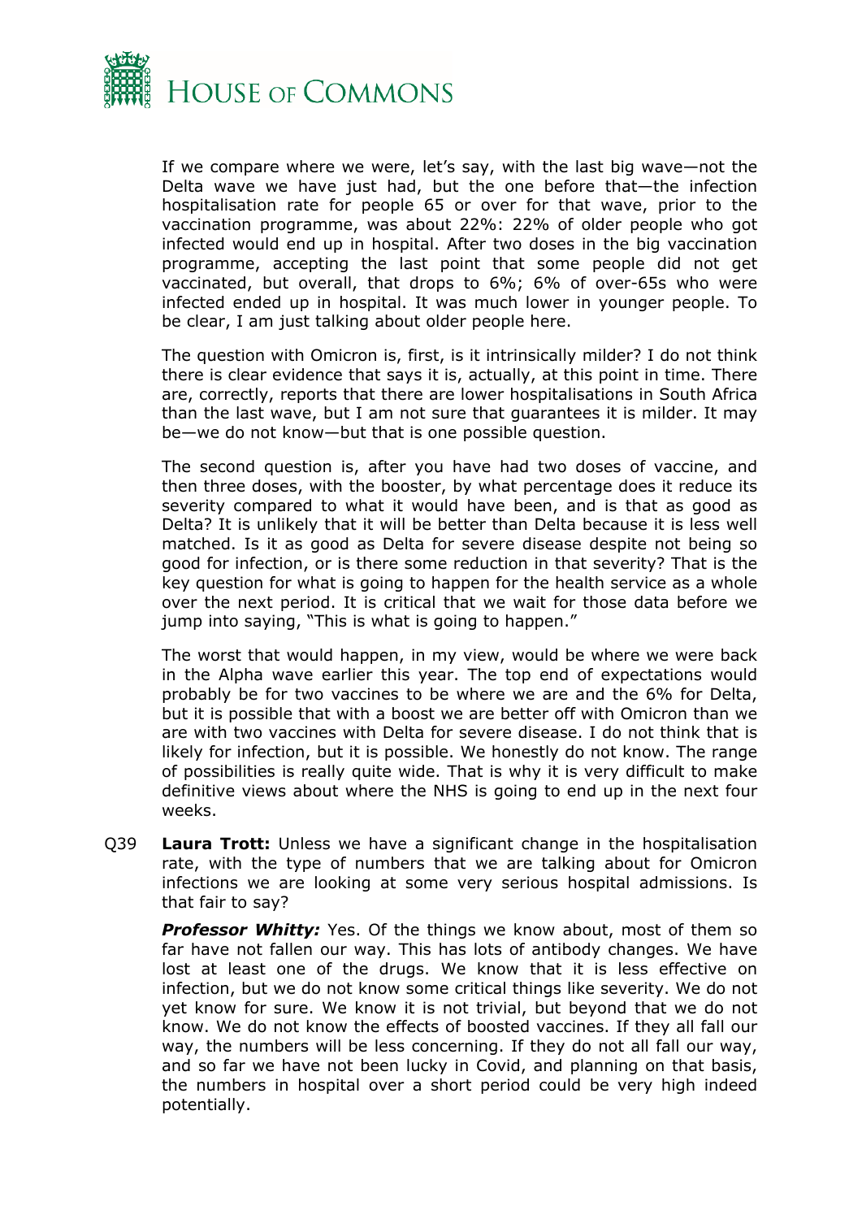If we compare where we were, let's say, with the last big wave—not the Delta wave we have just had, but the one before that—the infection hospitalisation rate for people 65 or over for that wave, prior to the vaccination programme, was about 22%: 22% of older people who got infected would end up in hospital. After two doses in the big vaccination programme, accepting the last point that some people did not get vaccinated, but overall, that drops to 6%; 6% of over-65s who were infected ended up in hospital. It was much lower in younger people. To be clear, I am just talking about older people here.

The question with Omicron is, first, is it intrinsically milder? I do not think there is clear evidence that says it is, actually, at this point in time. There are, correctly, reports that there are lower hospitalisations in South Africa than the last wave, but I am not sure that guarantees it is milder. It may be—we do not know—but that is one possible question.

The second question is, after you have had two doses of vaccine, and then three doses, with the booster, by what percentage does it reduce its severity compared to what it would have been, and is that as good as Delta? It is unlikely that it will be better than Delta because it is less well matched. Is it as good as Delta for severe disease despite not being so good for infection, or is there some reduction in that severity? That is the key question for what is going to happen for the health service as a whole over the next period. It is critical that we wait for those data before we jump into saying, "This is what is going to happen."

The worst that would happen, in my view, would be where we were back in the Alpha wave earlier this year. The top end of expectations would probably be for two vaccines to be where we are and the 6% for Delta, but it is possible that with a boost we are better off with Omicron than we are with two vaccines with Delta for severe disease. I do not think that is likely for infection, but it is possible. We honestly do not know. The range of possibilities is really quite wide. That is why it is very difficult to make definitive views about where the NHS is going to end up in the next four weeks.

Q39 **Laura Trott:** Unless we have a significant change in the hospitalisation rate, with the type of numbers that we are talking about for Omicron infections we are looking at some very serious hospital admissions. Is that fair to say?

***Professor Whitty:*** Yes. Of the things we know about, most of them so far have not fallen our way. This has lots of antibody changes. We have lost at least one of the drugs. We know that it is less effective on infection, but we do not know some critical things like severity. We do not yet know for sure. We know it is not trivial, but beyond that we do not know. We do not know the effects of boosted vaccines. If they all fall our way, the numbers will be less concerning. If they do not all fall our way, and so far we have not been lucky in Covid, and planning on that basis, the numbers in hospital over a short period could be very high indeed potentially.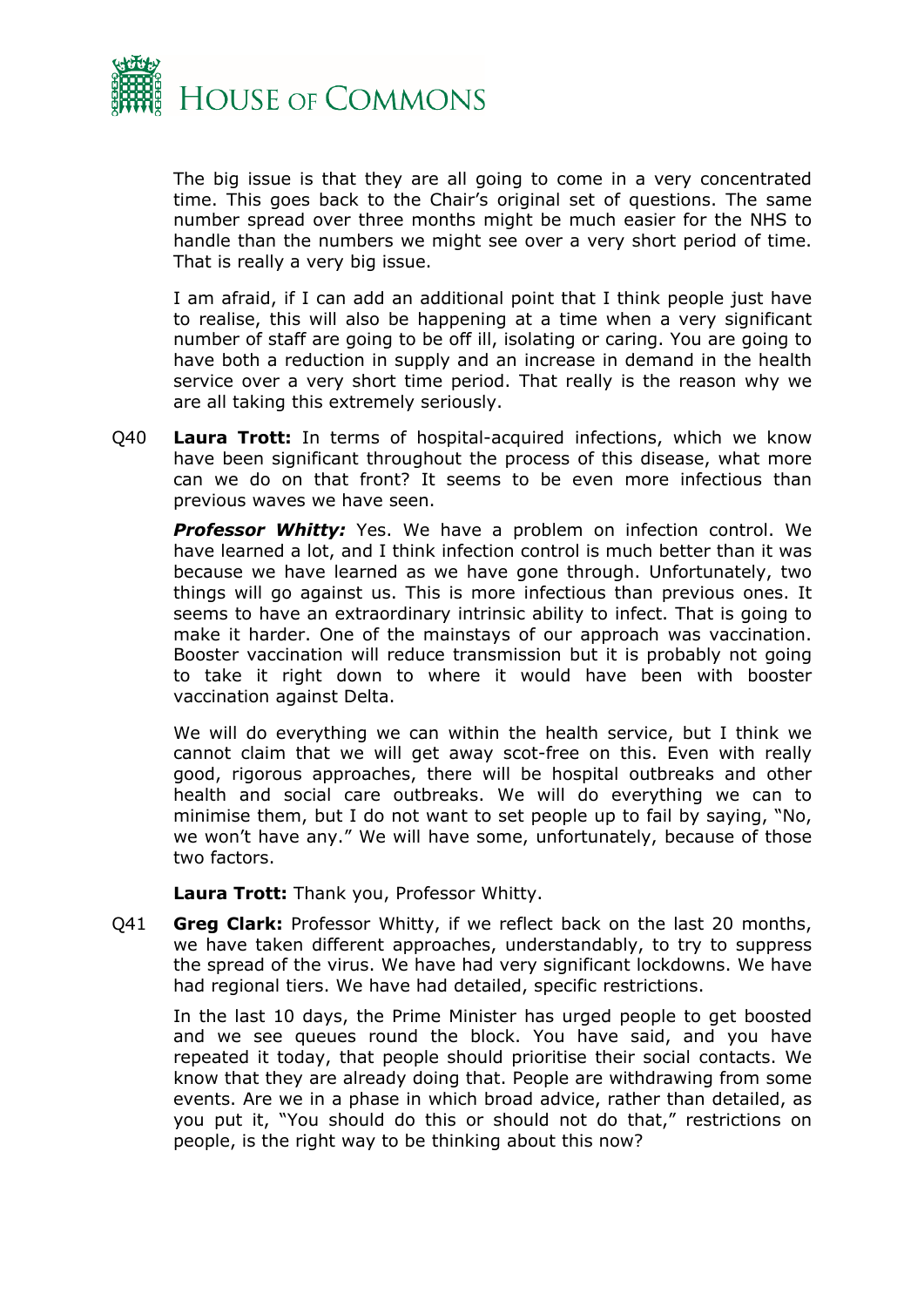The big issue is that they are all going to come in a very concentrated time. This goes back to the Chair's original set of questions. The same number spread over three months might be much easier for the NHS to handle than the numbers we might see over a very short period of time. That is really a very big issue.

I am afraid, if I can add an additional point that I think people just have to realise, this will also be happening at a time when a very significant number of staff are going to be off ill, isolating or caring. You are going to have both a reduction in supply and an increase in demand in the health service over a very short time period. That really is the reason why we are all taking this extremely seriously.

Q40 **Laura Trott:** In terms of hospital-acquired infections, which we know have been significant throughout the process of this disease, what more can we do on that front? It seems to be even more infectious than previous waves we have seen.

***Professor Whitty:*** Yes. We have a problem on infection control. We have learned a lot, and I think infection control is much better than it was because we have learned as we have gone through. Unfortunately, two things will go against us. This is more infectious than previous ones. It seems to have an extraordinary intrinsic ability to infect. That is going to make it harder. One of the mainstays of our approach was vaccination. Booster vaccination will reduce transmission but it is probably not going to take it right down to where it would have been with booster vaccination against Delta.

We will do everything we can within the health service, but I think we cannot claim that we will get away scot-free on this. Even with really good, rigorous approaches, there will be hospital outbreaks and other health and social care outbreaks. We will do everything we can to minimise them, but I do not want to set people up to fail by saying, "No, we won't have any." We will have some, unfortunately, because of those two factors.

**Laura Trott:** Thank you, Professor Whitty.

Q41 **Greg Clark:** Professor Whitty, if we reflect back on the last 20 months, we have taken different approaches, understandably, to try to suppress the spread of the virus. We have had very significant lockdowns. We have had regional tiers. We have had detailed, specific restrictions.

In the last 10 days, the Prime Minister has urged people to get boosted and we see queues round the block. You have said, and you have repeated it today, that people should prioritise their social contacts. We know that they are already doing that. People are withdrawing from some events. Are we in a phase in which broad advice, rather than detailed, as you put it, "You should do this or should not do that," restrictions on people, is the right way to be thinking about this now?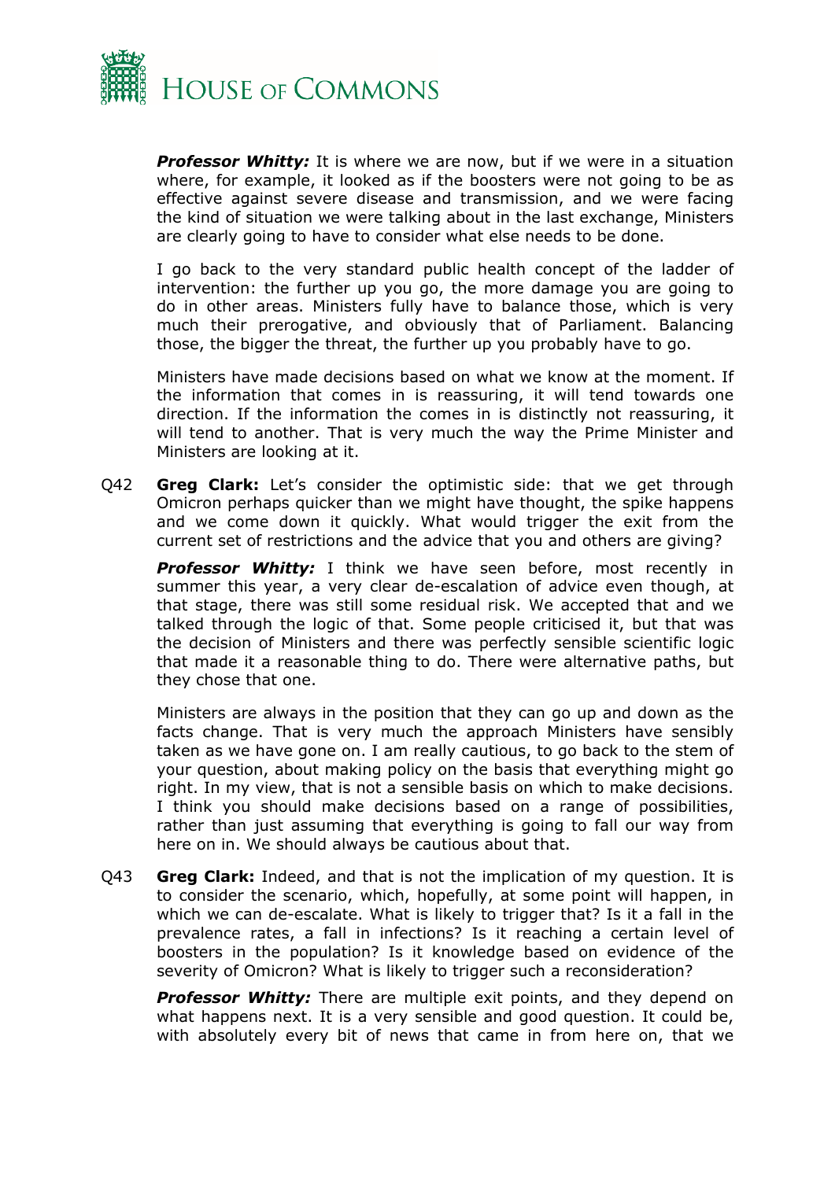***Professor Whitty:*** It is where we are now, but if we were in a situation where, for example, it looked as if the boosters were not going to be as effective against severe disease and transmission, and we were facing the kind of situation we were talking about in the last exchange, Ministers are clearly going to have to consider what else needs to be done.

I go back to the very standard public health concept of the ladder of intervention: the further up you go, the more damage you are going to do in other areas. Ministers fully have to balance those, which is very much their prerogative, and obviously that of Parliament. Balancing those, the bigger the threat, the further up you probably have to go.

Ministers have made decisions based on what we know at the moment. If the information that comes in is reassuring, it will tend towards one direction. If the information the comes in is distinctly not reassuring, it will tend to another. That is very much the way the Prime Minister and Ministers are looking at it.

Q42 **Greg Clark:** Let's consider the optimistic side: that we get through Omicron perhaps quicker than we might have thought, the spike happens and we come down it quickly. What would trigger the exit from the current set of restrictions and the advice that you and others are giving?

***Professor Whitty:*** I think we have seen before, most recently in summer this year, a very clear de-escalation of advice even though, at that stage, there was still some residual risk. We accepted that and we talked through the logic of that. Some people criticised it, but that was the decision of Ministers and there was perfectly sensible scientific logic that made it a reasonable thing to do. There were alternative paths, but they chose that one.

Ministers are always in the position that they can go up and down as the facts change. That is very much the approach Ministers have sensibly taken as we have gone on. I am really cautious, to go back to the stem of your question, about making policy on the basis that everything might go right. In my view, that is not a sensible basis on which to make decisions. I think you should make decisions based on a range of possibilities, rather than just assuming that everything is going to fall our way from here on in. We should always be cautious about that.

Q43 **Greg Clark:** Indeed, and that is not the implication of my question. It is to consider the scenario, which, hopefully, at some point will happen, in which we can de-escalate. What is likely to trigger that? Is it a fall in the prevalence rates, a fall in infections? Is it reaching a certain level of boosters in the population? Is it knowledge based on evidence of the severity of Omicron? What is likely to trigger such a reconsideration?

***Professor Whitty:*** There are multiple exit points, and they depend on what happens next. It is a very sensible and good question. It could be, with absolutely every bit of news that came in from here on, that we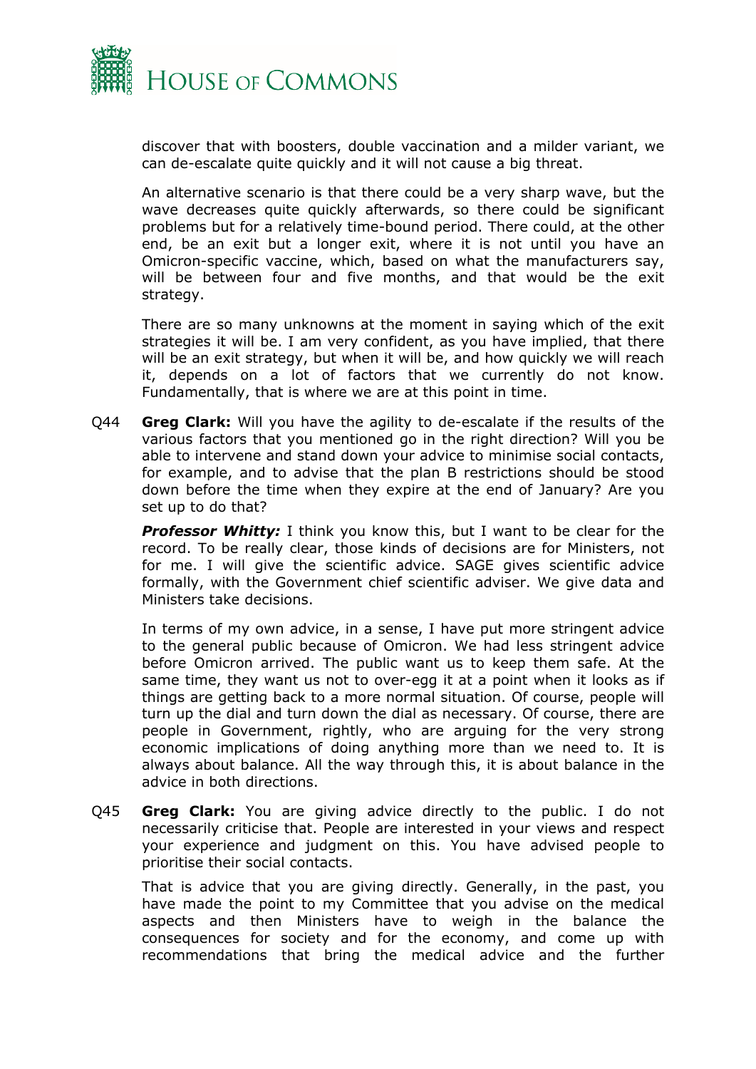discover that with boosters, double vaccination and a milder variant, we can de-escalate quite quickly and it will not cause a big threat.

An alternative scenario is that there could be a very sharp wave, but the wave decreases quite quickly afterwards, so there could be significant problems but for a relatively time-bound period. There could, at the other end, be an exit but a longer exit, where it is not until you have an Omicron-specific vaccine, which, based on what the manufacturers say, will be between four and five months, and that would be the exit strategy.

There are so many unknowns at the moment in saying which of the exit strategies it will be. I am very confident, as you have implied, that there will be an exit strategy, but when it will be, and how quickly we will reach it, depends on a lot of factors that we currently do not know. Fundamentally, that is where we are at this point in time.

Q44 **Greg Clark:** Will you have the agility to de-escalate if the results of the various factors that you mentioned go in the right direction? Will you be able to intervene and stand down your advice to minimise social contacts, for example, and to advise that the plan B restrictions should be stood down before the time when they expire at the end of January? Are you set up to do that?

***Professor Whitty:*** I think you know this, but I want to be clear for the record. To be really clear, those kinds of decisions are for Ministers, not for me. I will give the scientific advice. SAGE gives scientific advice formally, with the Government chief scientific adviser. We give data and Ministers take decisions.

In terms of my own advice, in a sense, I have put more stringent advice to the general public because of Omicron. We had less stringent advice before Omicron arrived. The public want us to keep them safe. At the same time, they want us not to over-egg it at a point when it looks as if things are getting back to a more normal situation. Of course, people will turn up the dial and turn down the dial as necessary. Of course, there are people in Government, rightly, who are arguing for the very strong economic implications of doing anything more than we need to. It is always about balance. All the way through this, it is about balance in the advice in both directions.

Q45 **Greg Clark:** You are giving advice directly to the public. I do not necessarily criticise that. People are interested in your views and respect your experience and judgment on this. You have advised people to prioritise their social contacts.

That is advice that you are giving directly. Generally, in the past, you have made the point to my Committee that you advise on the medical aspects and then Ministers have to weigh in the balance the consequences for society and for the economy, and come up with recommendations that bring the medical advice and the further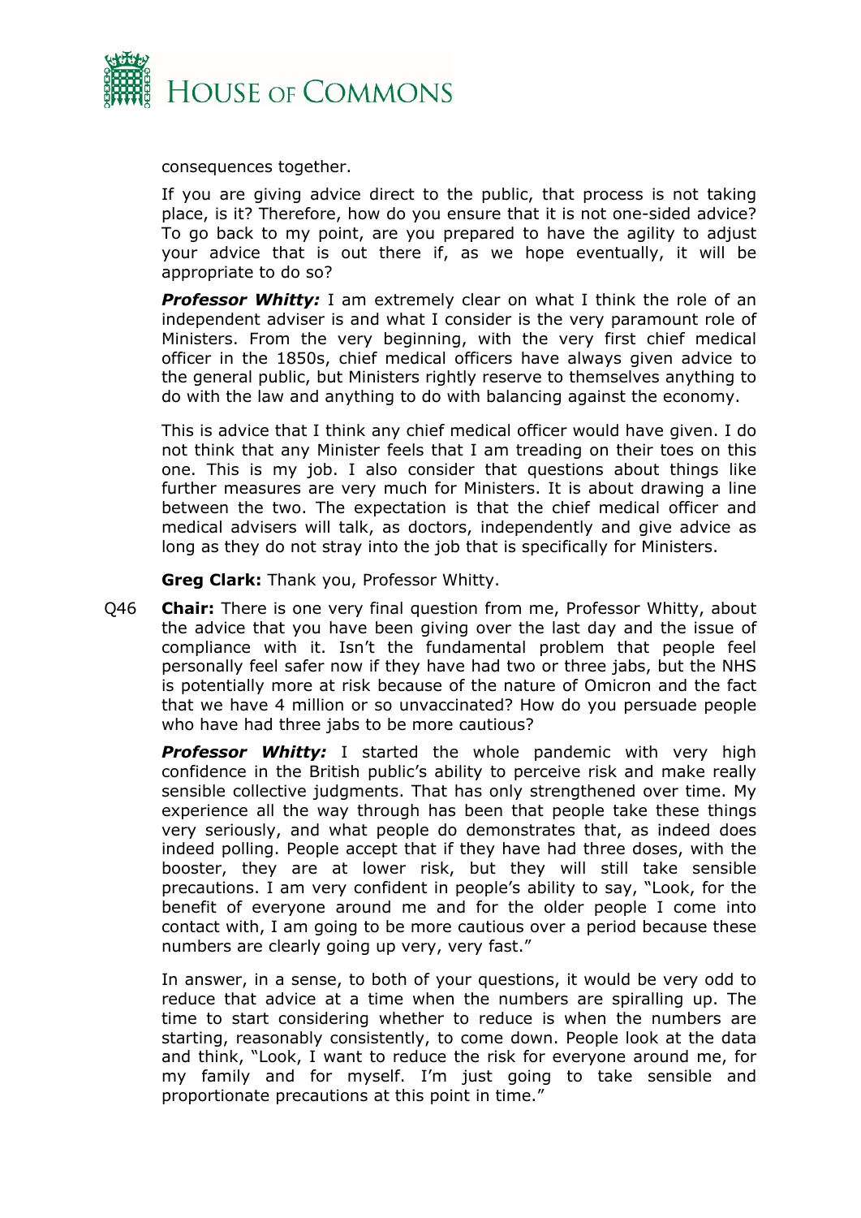consequences together.

If you are giving advice direct to the public, that process is not taking place, is it? Therefore, how do you ensure that it is not one-sided advice? To go back to my point, are you prepared to have the agility to adjust your advice that is out there if, as we hope eventually, it will be appropriate to do so?

***Professor Whitty:*** I am extremely clear on what I think the role of an independent adviser is and what I consider is the very paramount role of Ministers. From the very beginning, with the very first chief medical officer in the 1850s, chief medical officers have always given advice to the general public, but Ministers rightly reserve to themselves anything to do with the law and anything to do with balancing against the economy.

This is advice that I think any chief medical officer would have given. I do not think that any Minister feels that I am treading on their toes on this one. This is my job. I also consider that questions about things like further measures are very much for Ministers. It is about drawing a line between the two. The expectation is that the chief medical officer and medical advisers will talk, as doctors, independently and give advice as long as they do not stray into the job that is specifically for Ministers.

**Greg Clark:** Thank you, Professor Whitty.

Q46 **Chair:** There is one very final question from me, Professor Whitty, about the advice that you have been giving over the last day and the issue of compliance with it. Isn't the fundamental problem that people feel personally feel safer now if they have had two or three jabs, but the NHS is potentially more at risk because of the nature of Omicron and the fact that we have 4 million or so unvaccinated? How do you persuade people who have had three jabs to be more cautious?

***Professor Whitty:*** I started the whole pandemic with very high confidence in the British public's ability to perceive risk and make really sensible collective judgments. That has only strengthened over time. My experience all the way through has been that people take these things very seriously, and what people do demonstrates that, as indeed does indeed polling. People accept that if they have had three doses, with the booster, they are at lower risk, but they will still take sensible precautions. I am very confident in people's ability to say, "Look, for the benefit of everyone around me and for the older people I come into contact with, I am going to be more cautious over a period because these numbers are clearly going up very, very fast."

In answer, in a sense, to both of your questions, it would be very odd to reduce that advice at a time when the numbers are spiralling up. The time to start considering whether to reduce is when the numbers are starting, reasonably consistently, to come down. People look at the data and think, "Look, I want to reduce the risk for everyone around me, for my family and for myself. I'm just going to take sensible and proportionate precautions at this point in time."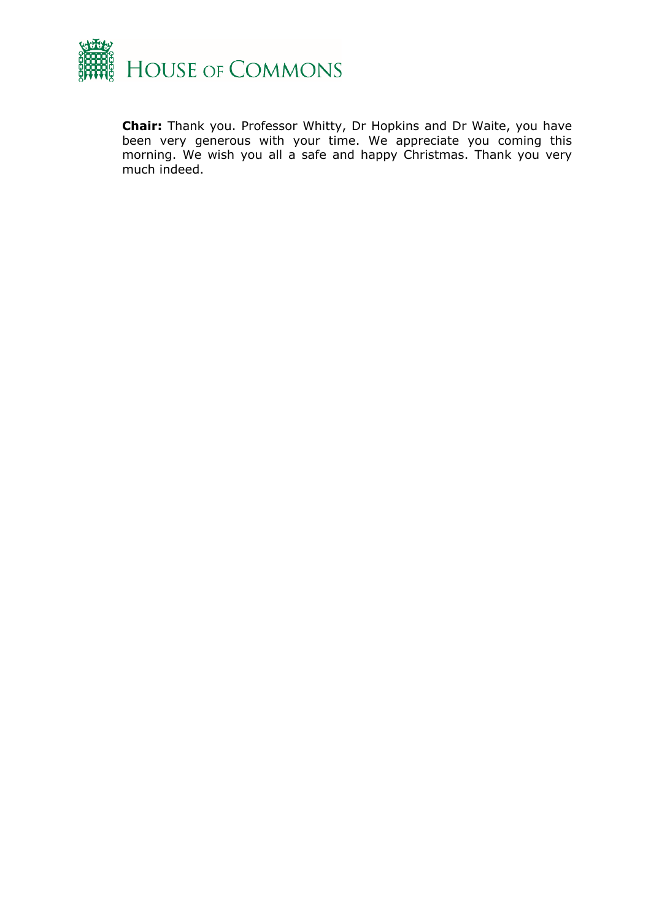**Chair:** Thank you. Professor Whitty, Dr Hopkins and Dr Waite, you have been very generous with your time. We appreciate you coming this morning. We wish you all a safe and happy Christmas. Thank you very much indeed.